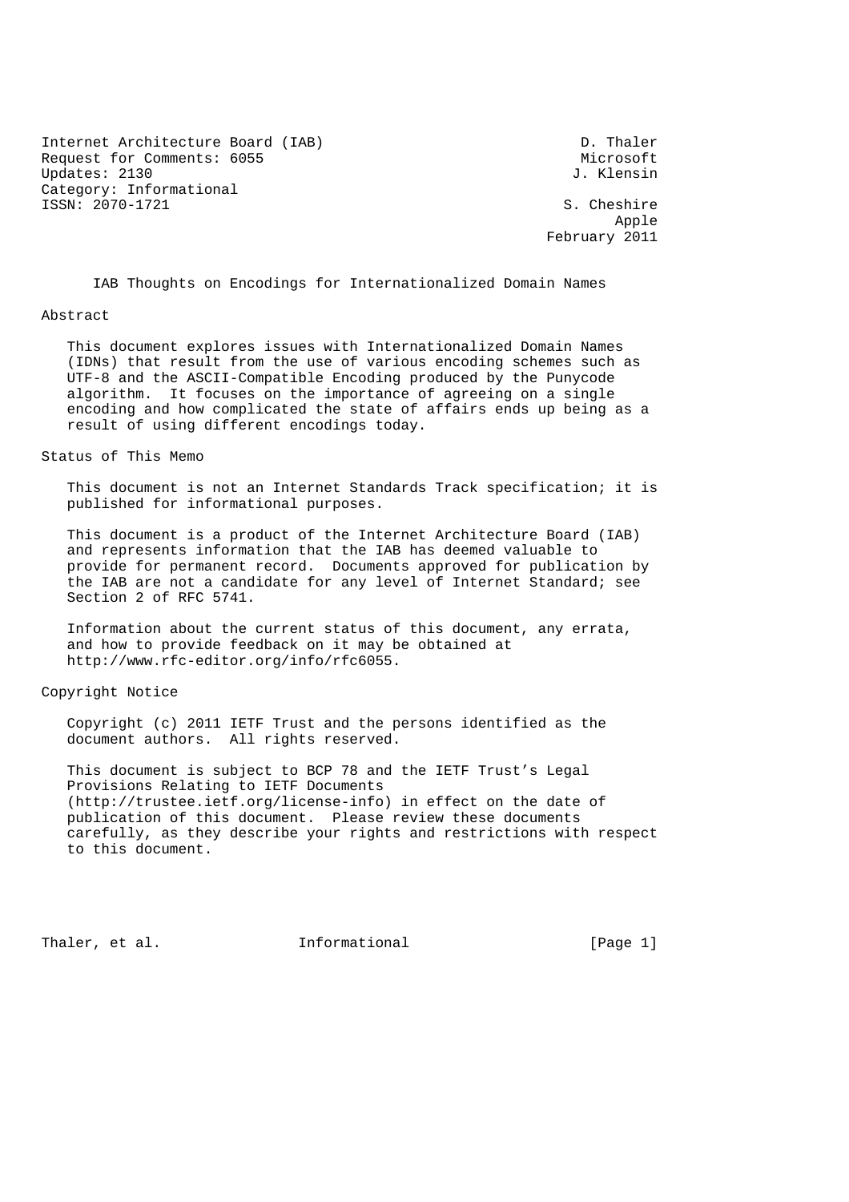Internet Architecture Board (IAB) D. Thaler
Request for Comments: 6055 Microsoft
Updates: 2130 J. Klensin
Category: Informational
ISSN: 2070-1721 S. Cheshire
Apple
February 2011

# IAB Thoughts on Encodings for Internationalized Domain Names

## Abstract

This document explores issues with Internationalized Domain Names (IDNs) that result from the use of various encoding schemes such as UTF-8 and the ASCII-Compatible Encoding produced by the Punycode algorithm. It focuses on the importance of agreeing on a single encoding and how complicated the state of affairs ends up being as a result of using different encodings today.

## Status of This Memo

This document is not an Internet Standards Track specification; it is published for informational purposes.

This document is a product of the Internet Architecture Board (IAB) and represents information that the IAB has deemed valuable to provide for permanent record. Documents approved for publication by the IAB are not a candidate for any level of Internet Standard; see Section 2 of RFC 5741.

Information about the current status of this document, any errata, and how to provide feedback on it may be obtained at http://www.rfc-editor.org/info/rfc6055.

## Copyright Notice

Copyright (c) 2011 IETF Trust and the persons identified as the document authors. All rights reserved.

This document is subject to BCP 78 and the IETF Trust's Legal Provisions Relating to IETF Documents (http://trustee.ietf.org/license-info) in effect on the date of publication of this document. Please review these documents carefully, as they describe your rights and restrictions with respect to this document.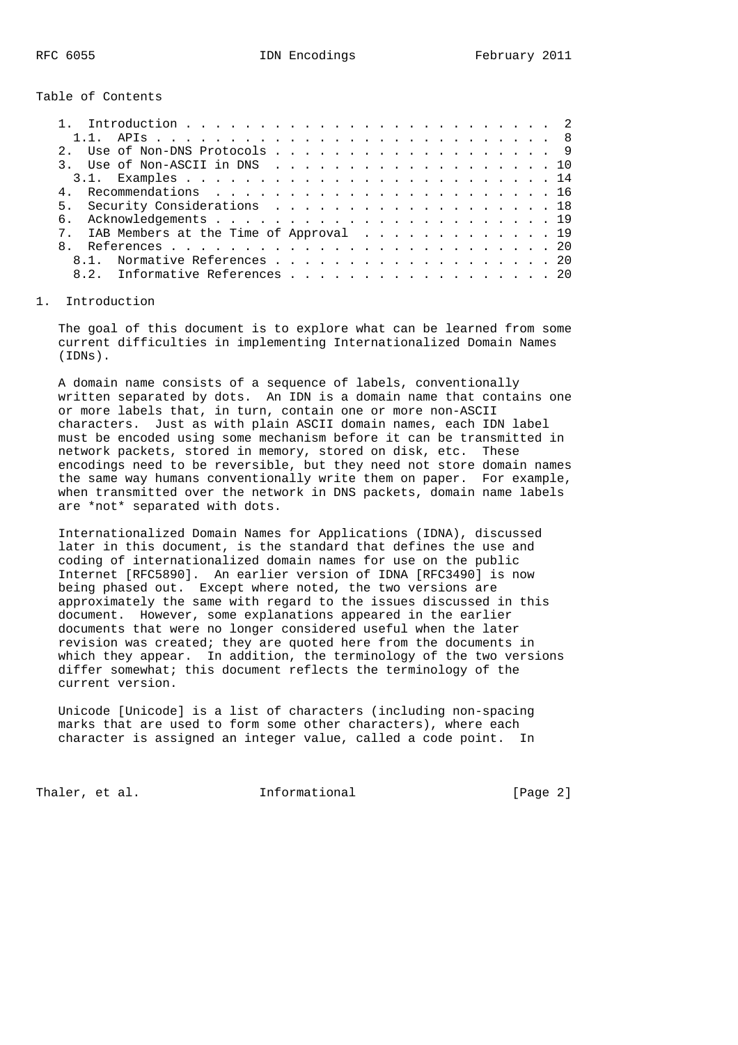Table of Contents

- 1. Introduction . . . . . . . . . . . . . . . . . . . . . . . . . 2
  - 1.1. APIs . . . . . . . . . . . . . . . . . . . . . . . . . . 8
- 2. Use of Non-DNS Protocols . . . . . . . . . . . . . . . . . . . 9
- 3. Use of Non-ASCII in DNS . . . . . . . . . . . . . . . . . . . 10
  - 3.1. Examples . . . . . . . . . . . . . . . . . . . . . . . . . 14
- 4. Recommendations . . . . . . . . . . . . . . . . . . . . . . . 16
- 5. Security Considerations . . . . . . . . . . . . . . . . . . . 18
- 6. Acknowledgements . . . . . . . . . . . . . . . . . . . . . . . 19
- 7. IAB Members at the Time of Approval . . . . . . . . . . . . . 19
- 8. References . . . . . . . . . . . . . . . . . . . . . . . . . . 20
  - 8.1. Normative References . . . . . . . . . . . . . . . . . . . 20
  - 8.2. Informative References . . . . . . . . . . . . . . . . . . 20

# 1. Introduction

The goal of this document is to explore what can be learned from some current difficulties in implementing Internationalized Domain Names (IDNs).

A domain name consists of a sequence of labels, conventionally written separated by dots. An IDN is a domain name that contains one or more labels that, in turn, contain one or more non-ASCII characters. Just as with plain ASCII domain names, each IDN label must be encoded using some mechanism before it can be transmitted in network packets, stored in memory, stored on disk, etc. These encodings need to be reversible, but they need not store domain names the same way humans conventionally write them on paper. For example, when transmitted over the network in DNS packets, domain name labels are *not* separated with dots.

Internationalized Domain Names for Applications (IDNA), discussed later in this document, is the standard that defines the use and coding of internationalized domain names for use on the public Internet [RFC5890]. An earlier version of IDNA [RFC3490] is now being phased out. Except where noted, the two versions are approximately the same with regard to the issues discussed in this document. However, some explanations appeared in the earlier documents that were no longer considered useful when the later revision was created; they are quoted here from the documents in which they appear. In addition, the terminology of the two versions differ somewhat; this document reflects the terminology of the current version.

Unicode [Unicode] is a list of characters (including non-spacing marks that are used to form some other characters), where each character is assigned an integer value, called a code point. In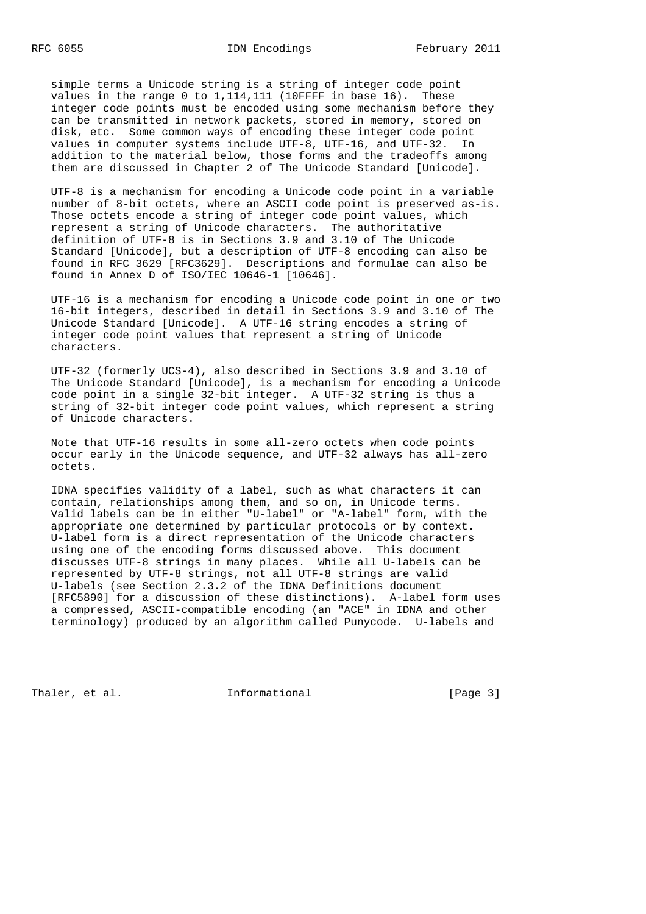simple terms a Unicode string is a string of integer code point values in the range 0 to 1,114,111 (10FFFF in base 16). These integer code points must be encoded using some mechanism before they can be transmitted in network packets, stored in memory, stored on disk, etc. Some common ways of encoding these integer code point values in computer systems include UTF-8, UTF-16, and UTF-32. In addition to the material below, those forms and the tradeoffs among them are discussed in Chapter 2 of The Unicode Standard [Unicode].

UTF-8 is a mechanism for encoding a Unicode code point in a variable number of 8-bit octets, where an ASCII code point is preserved as-is. Those octets encode a string of integer code point values, which represent a string of Unicode characters. The authoritative definition of UTF-8 is in Sections 3.9 and 3.10 of The Unicode Standard [Unicode], but a description of UTF-8 encoding can also be found in RFC 3629 [RFC3629]. Descriptions and formulae can also be found in Annex D of ISO/IEC 10646-1 [10646].

UTF-16 is a mechanism for encoding a Unicode code point in one or two 16-bit integers, described in detail in Sections 3.9 and 3.10 of The Unicode Standard [Unicode]. A UTF-16 string encodes a string of integer code point values that represent a string of Unicode characters.

UTF-32 (formerly UCS-4), also described in Sections 3.9 and 3.10 of The Unicode Standard [Unicode], is a mechanism for encoding a Unicode code point in a single 32-bit integer. A UTF-32 string is thus a string of 32-bit integer code point values, which represent a string of Unicode characters.

Note that UTF-16 results in some all-zero octets when code points occur early in the Unicode sequence, and UTF-32 always has all-zero octets.

IDNA specifies validity of a label, such as what characters it can contain, relationships among them, and so on, in Unicode terms. Valid labels can be in either "U-label" or "A-label" form, with the appropriate one determined by particular protocols or by context. U-label form is a direct representation of the Unicode characters using one of the encoding forms discussed above. This document discusses UTF-8 strings in many places. While all U-labels can be represented by UTF-8 strings, not all UTF-8 strings are valid U-labels (see Section 2.3.2 of the IDNA Definitions document [RFC5890] for a discussion of these distinctions). A-label form uses a compressed, ASCII-compatible encoding (an "ACE" in IDNA and other terminology) produced by an algorithm called Punycode. U-labels and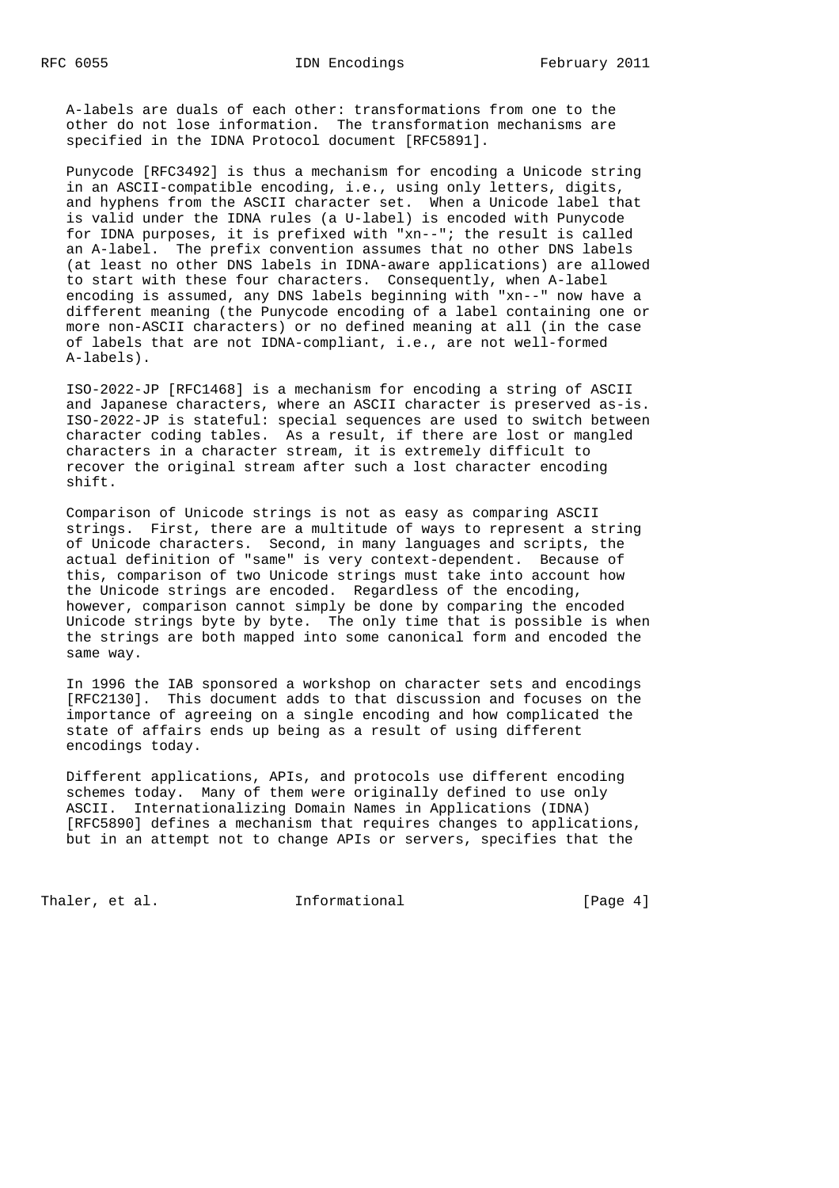A-labels are duals of each other: transformations from one to the other do not lose information. The transformation mechanisms are specified in the IDNA Protocol document [RFC5891].

Punycode [RFC3492] is thus a mechanism for encoding a Unicode string in an ASCII-compatible encoding, i.e., using only letters, digits, and hyphens from the ASCII character set. When a Unicode label that is valid under the IDNA rules (a U-label) is encoded with Punycode for IDNA purposes, it is prefixed with "xn--"; the result is called an A-label. The prefix convention assumes that no other DNS labels (at least no other DNS labels in IDNA-aware applications) are allowed to start with these four characters. Consequently, when A-label encoding is assumed, any DNS labels beginning with "xn--" now have a different meaning (the Punycode encoding of a label containing one or more non-ASCII characters) or no defined meaning at all (in the case of labels that are not IDNA-compliant, i.e., are not well-formed A-labels).

ISO-2022-JP [RFC1468] is a mechanism for encoding a string of ASCII and Japanese characters, where an ASCII character is preserved as-is. ISO-2022-JP is stateful: special sequences are used to switch between character coding tables. As a result, if there are lost or mangled characters in a character stream, it is extremely difficult to recover the original stream after such a lost character encoding shift.

Comparison of Unicode strings is not as easy as comparing ASCII strings. First, there are a multitude of ways to represent a string of Unicode characters. Second, in many languages and scripts, the actual definition of "same" is very context-dependent. Because of this, comparison of two Unicode strings must take into account how the Unicode strings are encoded. Regardless of the encoding, however, comparison cannot simply be done by comparing the encoded Unicode strings byte by byte. The only time that is possible is when the strings are both mapped into some canonical form and encoded the same way.

In 1996 the IAB sponsored a workshop on character sets and encodings [RFC2130]. This document adds to that discussion and focuses on the importance of agreeing on a single encoding and how complicated the state of affairs ends up being as a result of using different encodings today.

Different applications, APIs, and protocols use different encoding schemes today. Many of them were originally defined to use only ASCII. Internationalizing Domain Names in Applications (IDNA) [RFC5890] defines a mechanism that requires changes to applications, but in an attempt not to change APIs or servers, specifies that the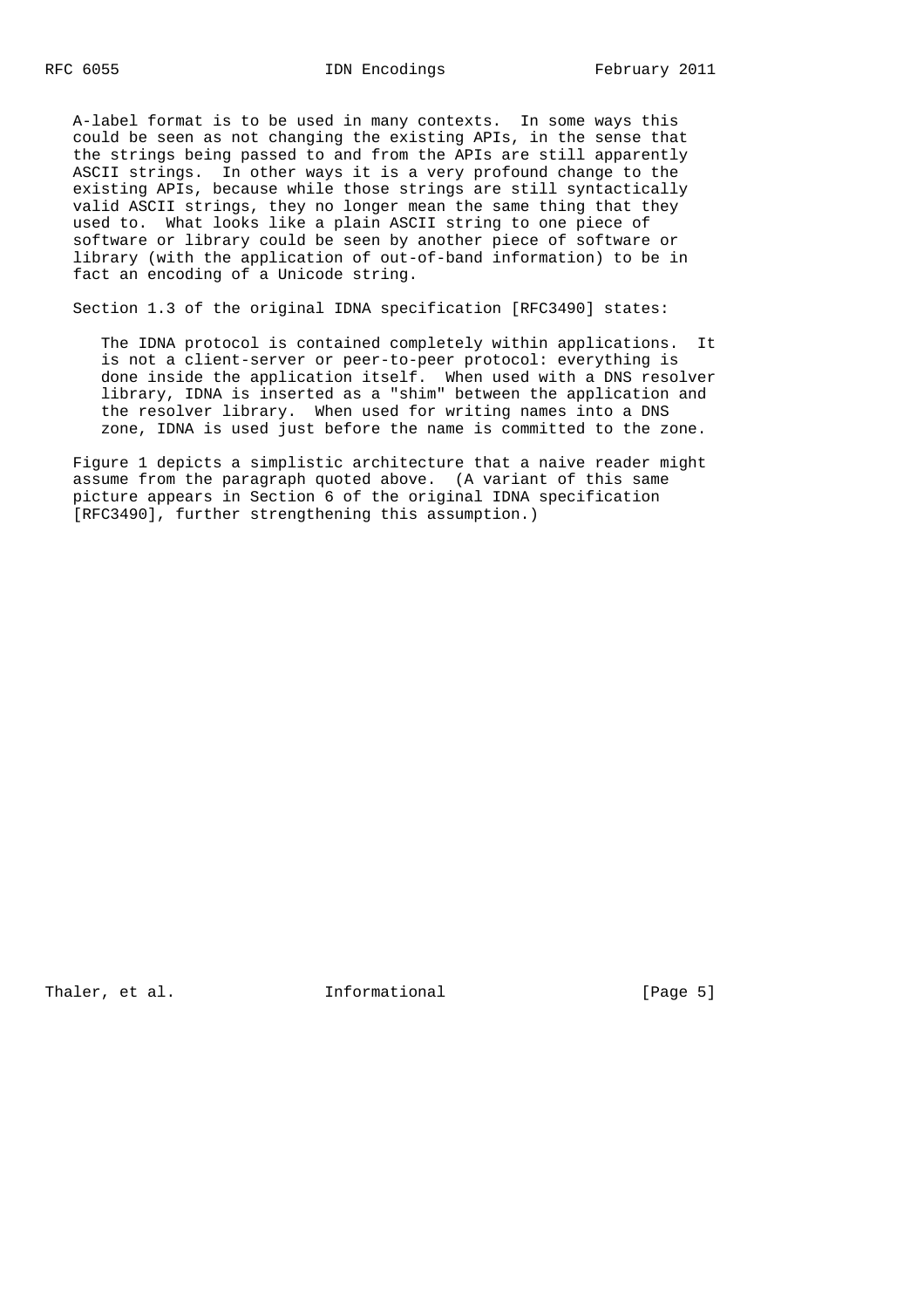A-label format is to be used in many contexts. In some ways this could be seen as not changing the existing APIs, in the sense that the strings being passed to and from the APIs are still apparently ASCII strings. In other ways it is a very profound change to the existing APIs, because while those strings are still syntactically valid ASCII strings, they no longer mean the same thing that they used to. What looks like a plain ASCII string to one piece of software or library could be seen by another piece of software or library (with the application of out-of-band information) to be in fact an encoding of a Unicode string.

Section 1.3 of the original IDNA specification [RFC3490] states:

> The IDNA protocol is contained completely within applications. It is not a client-server or peer-to-peer protocol: everything is done inside the application itself. When used with a DNS resolver library, IDNA is inserted as a "shim" between the application and the resolver library. When used for writing names into a DNS zone, IDNA is used just before the name is committed to the zone.

Figure 1 depicts a simplistic architecture that a naive reader might assume from the paragraph quoted above. (A variant of this same picture appears in Section 6 of the original IDNA specification [RFC3490], further strengthening this assumption.)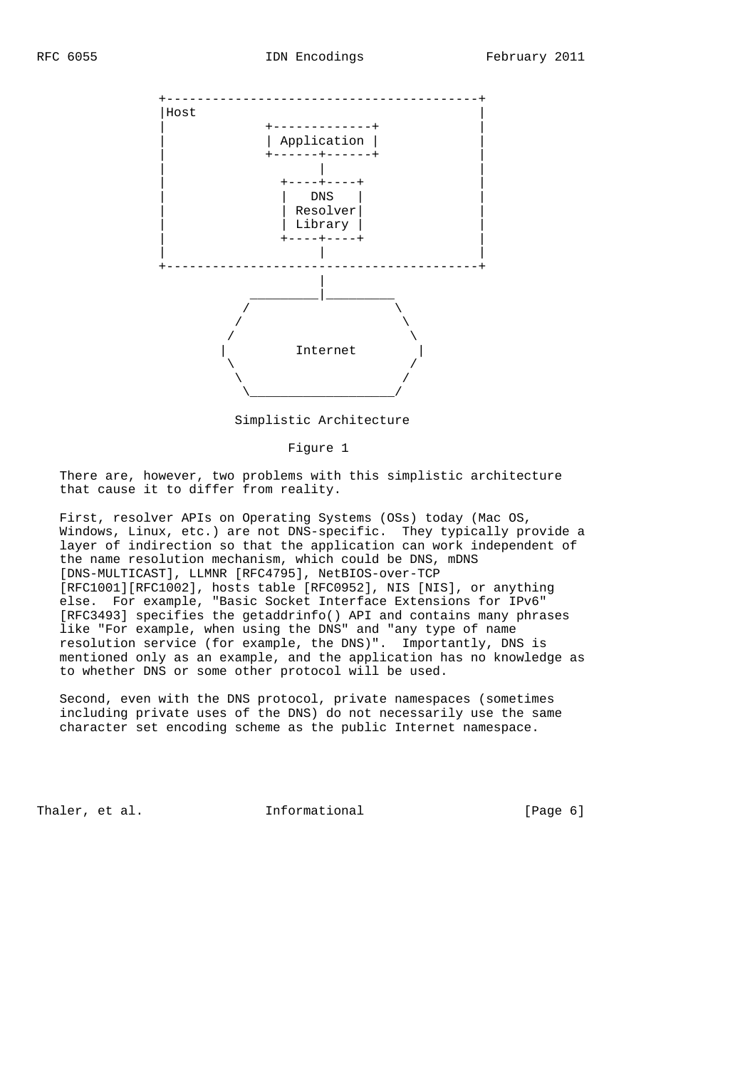```
   +-----------------------------------------+
   |Host                                     |
   |             +-------------+             |
   |             | Application |             |
   |             +------+------+             |
   |                    |                    |
   |               +----+----+               |
   |               |   DNS   |               |
   |               | Resolver|               |
   |               | Library |               |
   |               +----+----+               |
   |                    |                    |
   +-----------------------------------------+
                        |
              __________|_________
             /                    \
            /                      \
           /                        \
          |         Internet         |
           \                        /
            \                      /
             \____________________/
```

Simplistic Architecture

Figure 1

There are, however, two problems with this simplistic architecture that cause it to differ from reality.

First, resolver APIs on Operating Systems (OSs) today (Mac OS, Windows, Linux, etc.) are not DNS-specific. They typically provide a layer of indirection so that the application can work independent of the name resolution mechanism, which could be DNS, mDNS [DNS-MULTICAST], LLMNR [RFC4795], NetBIOS-over-TCP [RFC1001][RFC1002], hosts table [RFC0952], NIS [NIS], or anything else. For example, "Basic Socket Interface Extensions for IPv6" [RFC3493] specifies the getaddrinfo() API and contains many phrases like "For example, when using the DNS" and "any type of name resolution service (for example, the DNS)". Importantly, DNS is mentioned only as an example, and the application has no knowledge as to whether DNS or some other protocol will be used.

Second, even with the DNS protocol, private namespaces (sometimes including private uses of the DNS) do not necessarily use the same character set encoding scheme as the public Internet namespace.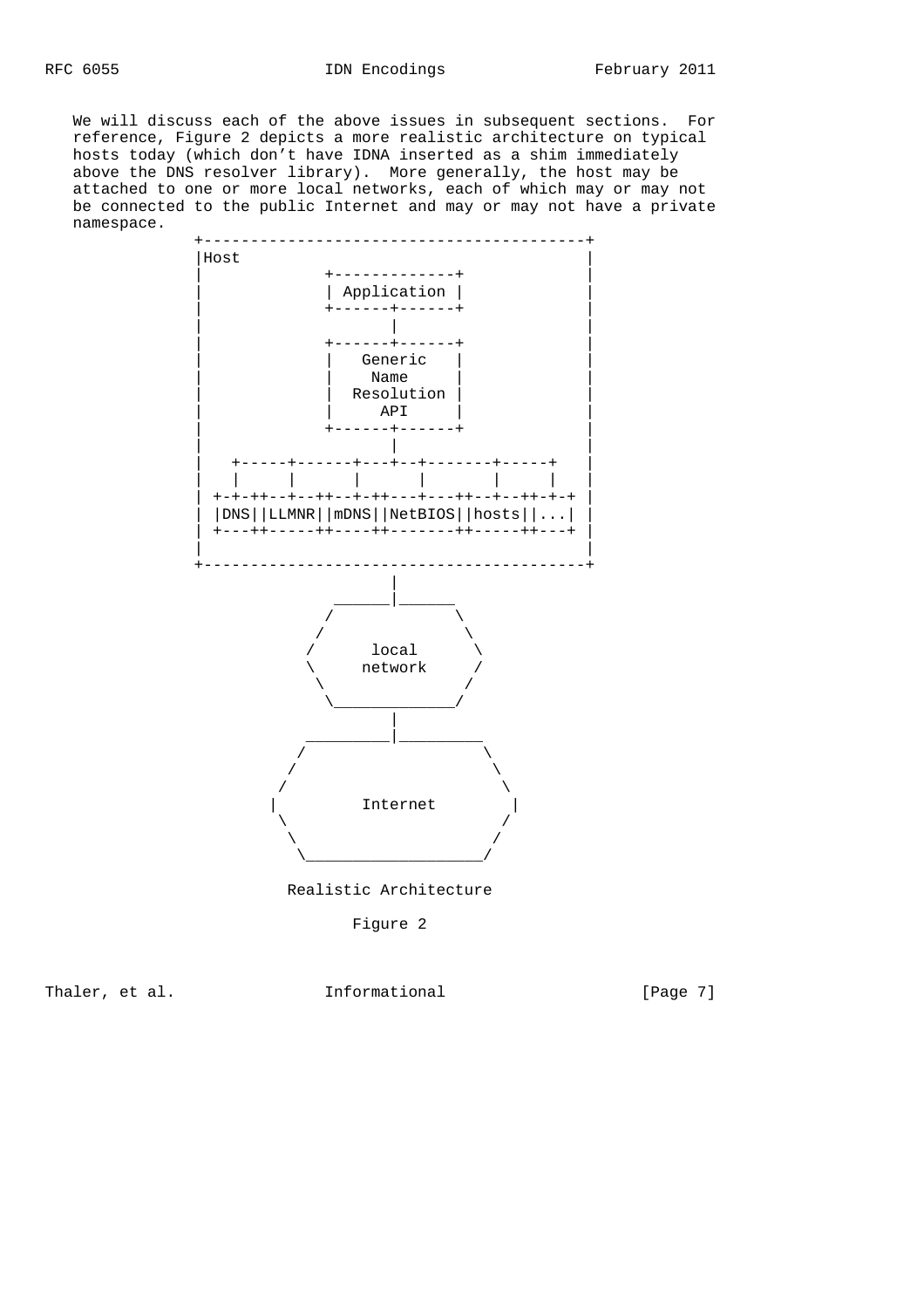We will discuss each of the above issues in subsequent sections. For reference, Figure 2 depicts a more realistic architecture on typical hosts today (which don't have IDNA inserted as a shim immediately above the DNS resolver library). More generally, the host may be attached to one or more local networks, each of which may or may not be connected to the public Internet and may or may not have a private namespace.

```
            +-----------------------------------------+
            |Host                                     |
            |             +-------------+             |
            |             | Application |             |
            |             +------+------+             |
            |                    |                    |
            |             +------+------+             |
            |             |   Generic   |             |
            |             |    Name     |             |
            |             |  Resolution |             |
            |             |     API     |             |
            |             +------+------+             |
            |                    |                    |
            |   +-----+------+---+--+-------+-----+   |
            |   |     |      |      |       |     |   |
            | +-+-++--+--+--++--+-++---+---++--+--++-+-+ |
            | |DNS||LLMNR||mDNS||NetBIOS||hosts||...| |
            | +---++-----++----++-------++-----++---+ |
            |                                         |
            +-----------------------------------------+
                                 |
                           ______|______
                          /             \
                         /               \
                        /      local      \
                        \     network     /
                         \               /
                          \_____________/
                                 |
                       __________|_________
                      /                    \
                     /                      \
                    /                        \
                   |         Internet         |
                    \                        /
                     \                      /
                      \____________________/

                       Realistic Architecture

                              Figure 2
```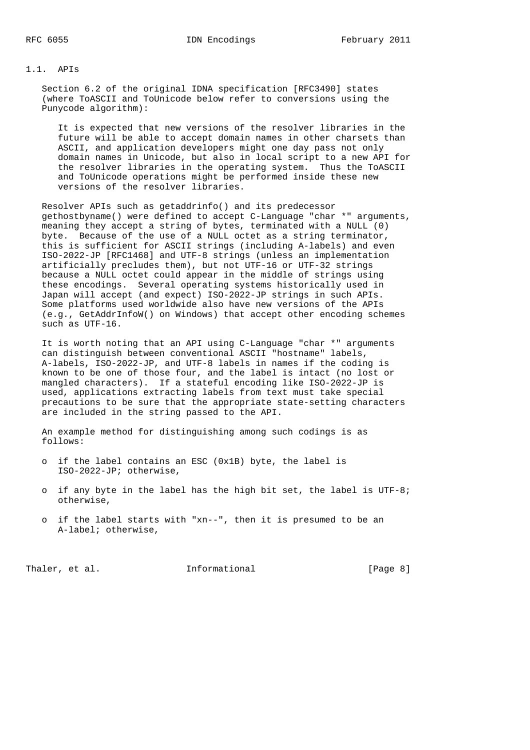### 1.1. APIs

Section 6.2 of the original IDNA specification [RFC3490] states (where ToASCII and ToUnicode below refer to conversions using the Punycode algorithm):

> It is expected that new versions of the resolver libraries in the future will be able to accept domain names in other charsets than ASCII, and application developers might one day pass not only domain names in Unicode, but also in local script to a new API for the resolver libraries in the operating system. Thus the ToASCII and ToUnicode operations might be performed inside these new versions of the resolver libraries.

Resolver APIs such as getaddrinfo() and its predecessor gethostbyname() were defined to accept C-Language "char *" arguments, meaning they accept a string of bytes, terminated with a NULL (0) byte. Because of the use of a NULL octet as a string terminator, this is sufficient for ASCII strings (including A-labels) and even ISO-2022-JP [RFC1468] and UTF-8 strings (unless an implementation artificially precludes them), but not UTF-16 or UTF-32 strings because a NULL octet could appear in the middle of strings using these encodings. Several operating systems historically used in Japan will accept (and expect) ISO-2022-JP strings in such APIs. Some platforms used worldwide also have new versions of the APIs (e.g., GetAddrInfoW() on Windows) that accept other encoding schemes such as UTF-16.

It is worth noting that an API using C-Language "char *" arguments can distinguish between conventional ASCII "hostname" labels, A-labels, ISO-2022-JP, and UTF-8 labels in names if the coding is known to be one of those four, and the label is intact (no lost or mangled characters). If a stateful encoding like ISO-2022-JP is used, applications extracting labels from text must take special precautions to be sure that the appropriate state-setting characters are included in the string passed to the API.

An example method for distinguishing among such codings is as follows:

- if the label contains an ESC (0x1B) byte, the label is ISO-2022-JP; otherwise,
- if any byte in the label has the high bit set, the label is UTF-8; otherwise,
- if the label starts with "xn--", then it is presumed to be an A-label; otherwise,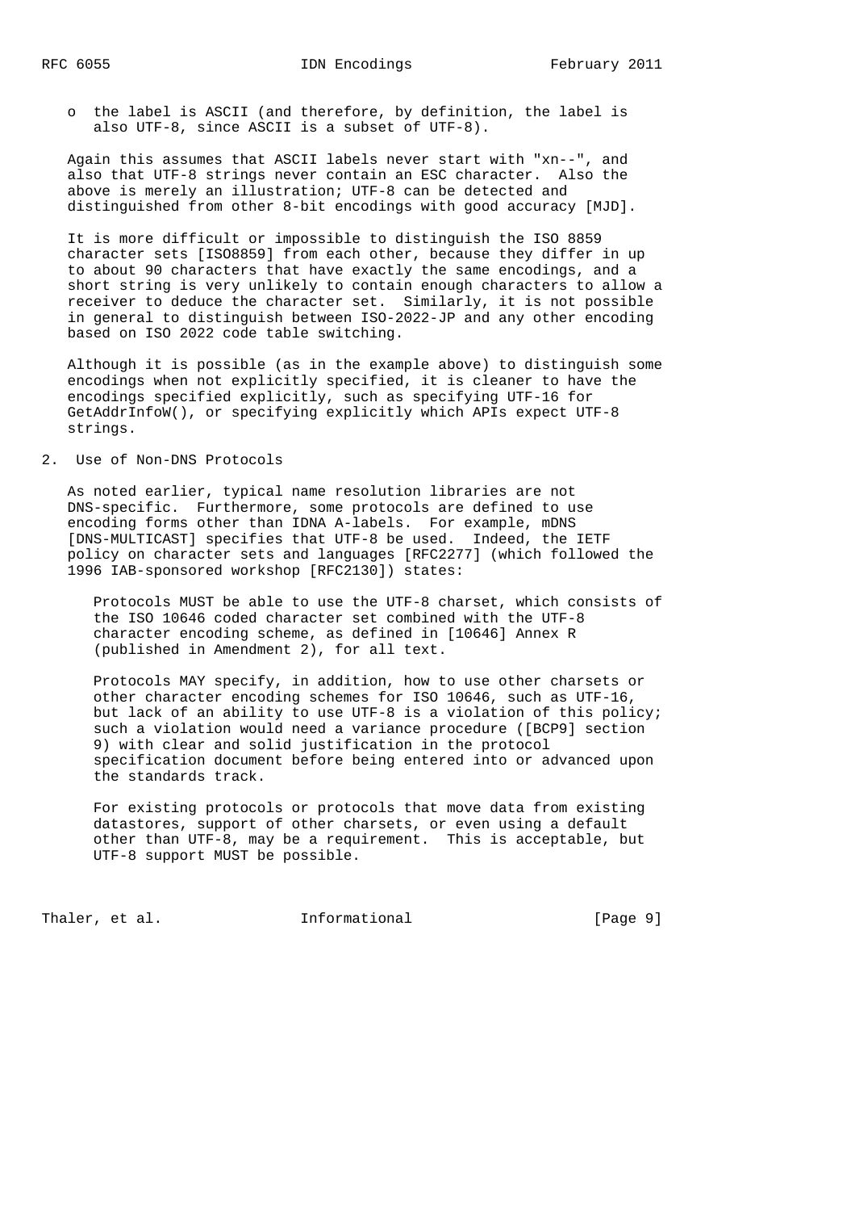- the label is ASCII (and therefore, by definition, the label is also UTF-8, since ASCII is a subset of UTF-8).

Again this assumes that ASCII labels never start with "xn--", and also that UTF-8 strings never contain an ESC character. Also the above is merely an illustration; UTF-8 can be detected and distinguished from other 8-bit encodings with good accuracy [MJD].

It is more difficult or impossible to distinguish the ISO 8859 character sets [ISO8859] from each other, because they differ in up to about 90 characters that have exactly the same encodings, and a short string is very unlikely to contain enough characters to allow a receiver to deduce the character set. Similarly, it is not possible in general to distinguish between ISO-2022-JP and any other encoding based on ISO 2022 code table switching.

Although it is possible (as in the example above) to distinguish some encodings when not explicitly specified, it is cleaner to have the encodings specified explicitly, such as specifying UTF-16 for GetAddrInfoW(), or specifying explicitly which APIs expect UTF-8 strings.

## 2. Use of Non-DNS Protocols

As noted earlier, typical name resolution libraries are not DNS-specific. Furthermore, some protocols are defined to use encoding forms other than IDNA A-labels. For example, mDNS [DNS-MULTICAST] specifies that UTF-8 be used. Indeed, the IETF policy on character sets and languages [RFC2277] (which followed the 1996 IAB-sponsored workshop [RFC2130]) states:

> Protocols MUST be able to use the UTF-8 charset, which consists of the ISO 10646 coded character set combined with the UTF-8 character encoding scheme, as defined in [10646] Annex R (published in Amendment 2), for all text.
>
> Protocols MAY specify, in addition, how to use other charsets or other character encoding schemes for ISO 10646, such as UTF-16, but lack of an ability to use UTF-8 is a violation of this policy; such a violation would need a variance procedure ([BCP9] section 9) with clear and solid justification in the protocol specification document before being entered into or advanced upon the standards track.
>
> For existing protocols or protocols that move data from existing datastores, support of other charsets, or even using a default other than UTF-8, may be a requirement. This is acceptable, but UTF-8 support MUST be possible.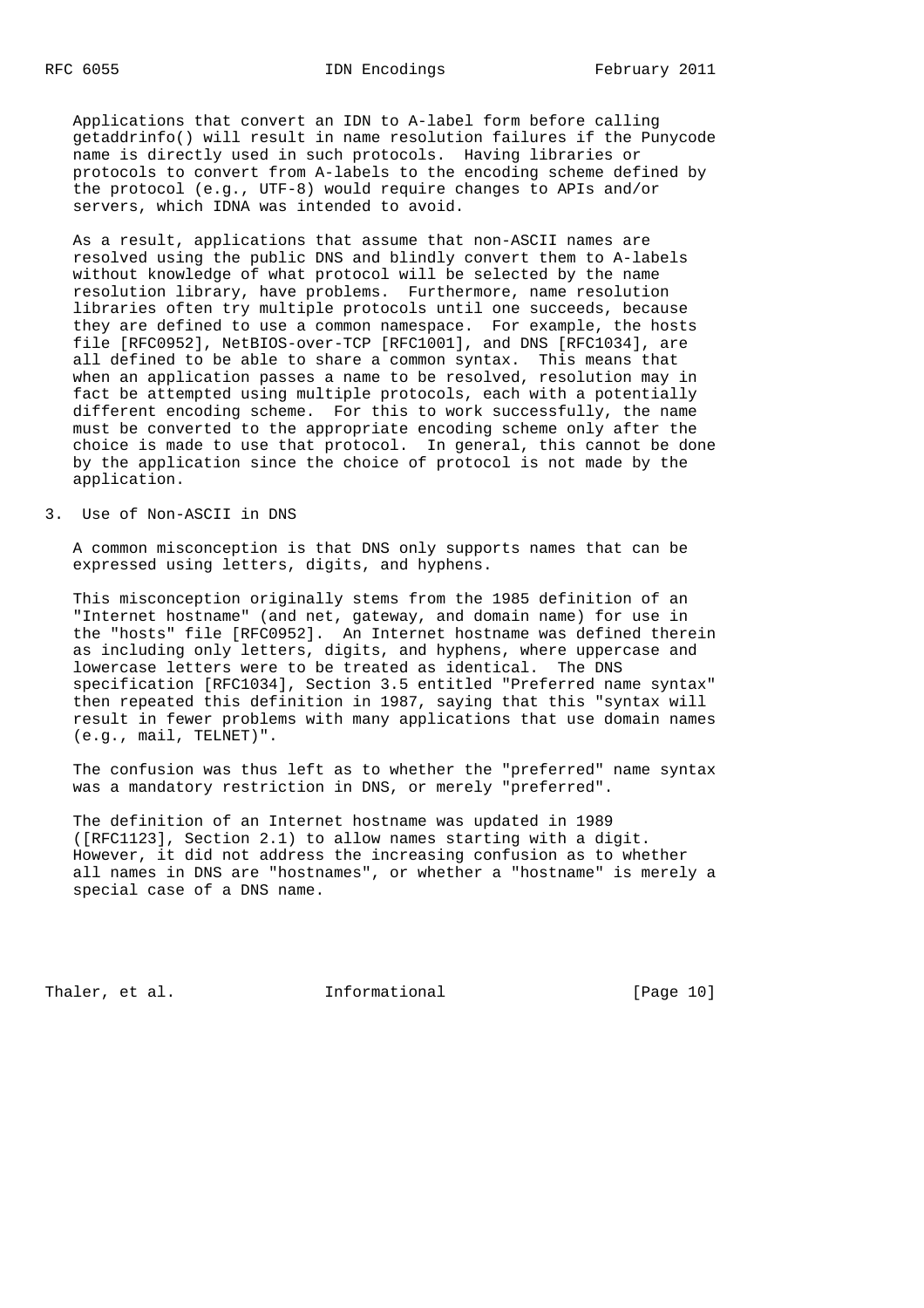Applications that convert an IDN to A-label form before calling getaddrinfo() will result in name resolution failures if the Punycode name is directly used in such protocols. Having libraries or protocols to convert from A-labels to the encoding scheme defined by the protocol (e.g., UTF-8) would require changes to APIs and/or servers, which IDNA was intended to avoid.

As a result, applications that assume that non-ASCII names are resolved using the public DNS and blindly convert them to A-labels without knowledge of what protocol will be selected by the name resolution library, have problems. Furthermore, name resolution libraries often try multiple protocols until one succeeds, because they are defined to use a common namespace. For example, the hosts file [RFC0952], NetBIOS-over-TCP [RFC1001], and DNS [RFC1034], are all defined to be able to share a common syntax. This means that when an application passes a name to be resolved, resolution may in fact be attempted using multiple protocols, each with a potentially different encoding scheme. For this to work successfully, the name must be converted to the appropriate encoding scheme only after the choice is made to use that protocol. In general, this cannot be done by the application since the choice of protocol is not made by the application.

## 3. Use of Non-ASCII in DNS

A common misconception is that DNS only supports names that can be expressed using letters, digits, and hyphens.

This misconception originally stems from the 1985 definition of an "Internet hostname" (and net, gateway, and domain name) for use in the "hosts" file [RFC0952]. An Internet hostname was defined therein as including only letters, digits, and hyphens, where uppercase and lowercase letters were to be treated as identical. The DNS specification [RFC1034], Section 3.5 entitled "Preferred name syntax" then repeated this definition in 1987, saying that this "syntax will result in fewer problems with many applications that use domain names (e.g., mail, TELNET)".

The confusion was thus left as to whether the "preferred" name syntax was a mandatory restriction in DNS, or merely "preferred".

The definition of an Internet hostname was updated in 1989 ([RFC1123], Section 2.1) to allow names starting with a digit. However, it did not address the increasing confusion as to whether all names in DNS are "hostnames", or whether a "hostname" is merely a special case of a DNS name.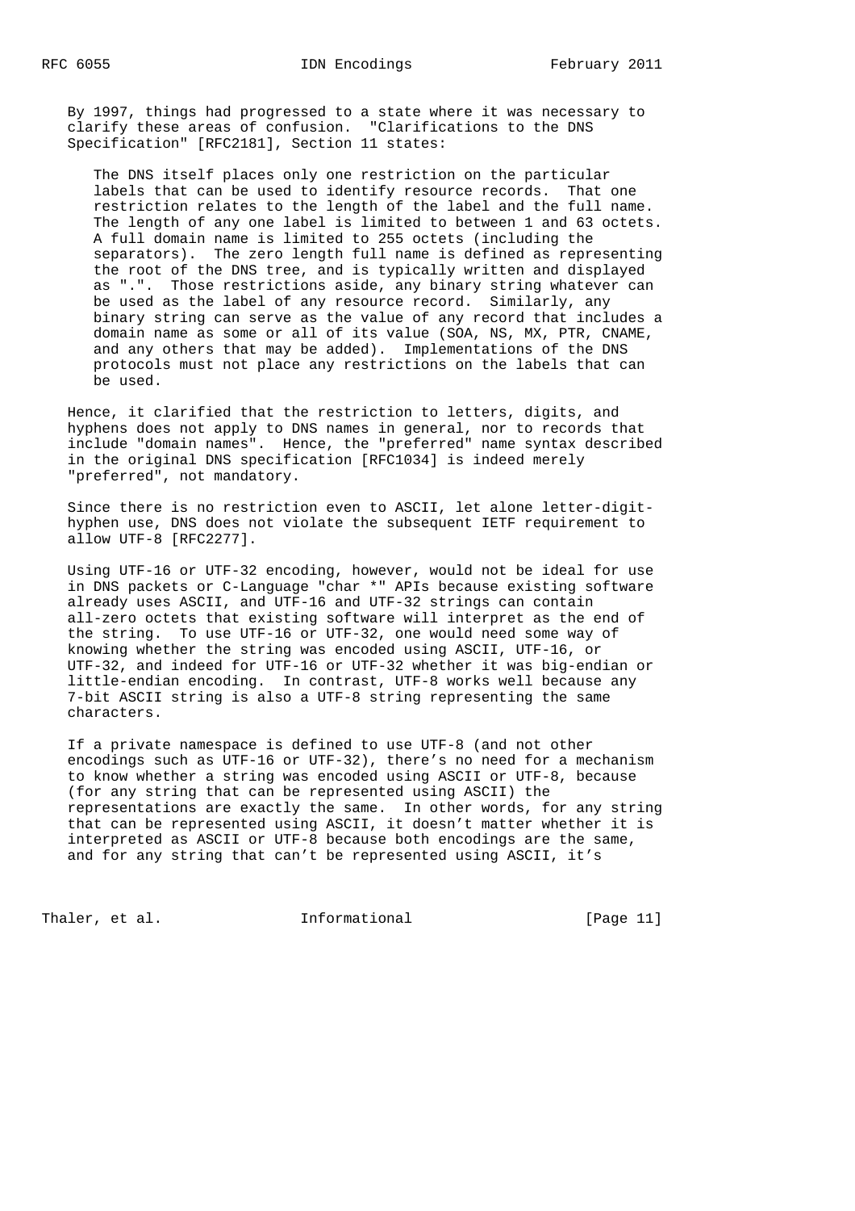By 1997, things had progressed to a state where it was necessary to clarify these areas of confusion. "Clarifications to the DNS Specification" [RFC2181], Section 11 states:

> The DNS itself places only one restriction on the particular labels that can be used to identify resource records. That one restriction relates to the length of the label and the full name. The length of any one label is limited to between 1 and 63 octets. A full domain name is limited to 255 octets (including the separators). The zero length full name is defined as representing the root of the DNS tree, and is typically written and displayed as ".". Those restrictions aside, any binary string whatever can be used as the label of any resource record. Similarly, any binary string can serve as the value of any record that includes a domain name as some or all of its value (SOA, NS, MX, PTR, CNAME, and any others that may be added). Implementations of the DNS protocols must not place any restrictions on the labels that can be used.

Hence, it clarified that the restriction to letters, digits, and hyphens does not apply to DNS names in general, nor to records that include "domain names". Hence, the "preferred" name syntax described in the original DNS specification [RFC1034] is indeed merely "preferred", not mandatory.

Since there is no restriction even to ASCII, let alone letter-digit-hyphen use, DNS does not violate the subsequent IETF requirement to allow UTF-8 [RFC2277].

Using UTF-16 or UTF-32 encoding, however, would not be ideal for use in DNS packets or C-Language "char *" APIs because existing software already uses ASCII, and UTF-16 and UTF-32 strings can contain all-zero octets that existing software will interpret as the end of the string. To use UTF-16 or UTF-32, one would need some way of knowing whether the string was encoded using ASCII, UTF-16, or UTF-32, and indeed for UTF-16 or UTF-32 whether it was big-endian or little-endian encoding. In contrast, UTF-8 works well because any 7-bit ASCII string is also a UTF-8 string representing the same characters.

If a private namespace is defined to use UTF-8 (and not other encodings such as UTF-16 or UTF-32), there's no need for a mechanism to know whether a string was encoded using ASCII or UTF-8, because (for any string that can be represented using ASCII) the representations are exactly the same. In other words, for any string that can be represented using ASCII, it doesn't matter whether it is interpreted as ASCII or UTF-8 because both encodings are the same, and for any string that can't be represented using ASCII, it's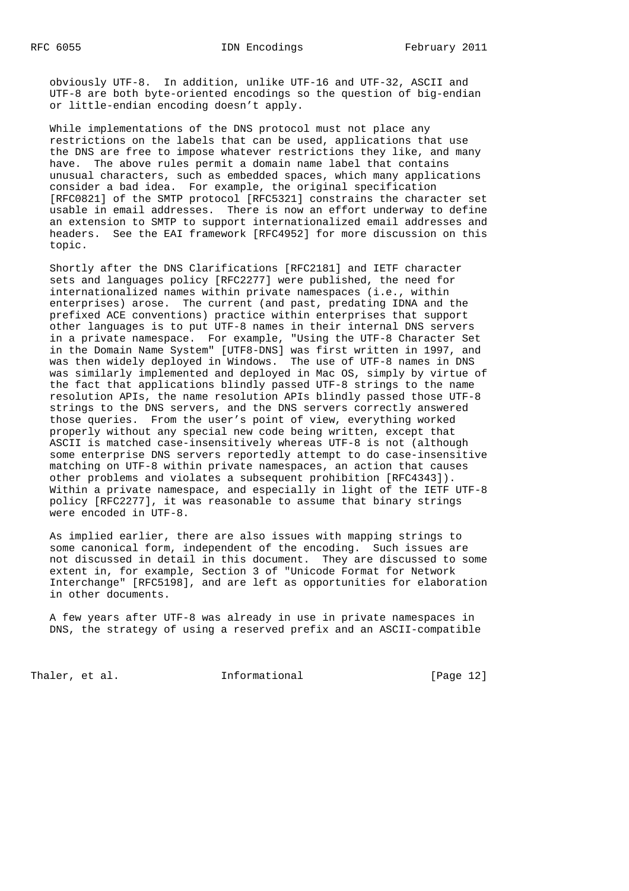obviously UTF-8. In addition, unlike UTF-16 and UTF-32, ASCII and UTF-8 are both byte-oriented encodings so the question of big-endian or little-endian encoding doesn't apply.

While implementations of the DNS protocol must not place any restrictions on the labels that can be used, applications that use the DNS are free to impose whatever restrictions they like, and many have. The above rules permit a domain name label that contains unusual characters, such as embedded spaces, which many applications consider a bad idea. For example, the original specification [RFC0821] of the SMTP protocol [RFC5321] constrains the character set usable in email addresses. There is now an effort underway to define an extension to SMTP to support internationalized email addresses and headers. See the EAI framework [RFC4952] for more discussion on this topic.

Shortly after the DNS Clarifications [RFC2181] and IETF character sets and languages policy [RFC2277] were published, the need for internationalized names within private namespaces (i.e., within enterprises) arose. The current (and past, predating IDNA and the prefixed ACE conventions) practice within enterprises that support other languages is to put UTF-8 names in their internal DNS servers in a private namespace. For example, "Using the UTF-8 Character Set in the Domain Name System" [UTF8-DNS] was first written in 1997, and was then widely deployed in Windows. The use of UTF-8 names in DNS was similarly implemented and deployed in Mac OS, simply by virtue of the fact that applications blindly passed UTF-8 strings to the name resolution APIs, the name resolution APIs blindly passed those UTF-8 strings to the DNS servers, and the DNS servers correctly answered those queries. From the user's point of view, everything worked properly without any special new code being written, except that ASCII is matched case-insensitively whereas UTF-8 is not (although some enterprise DNS servers reportedly attempt to do case-insensitive matching on UTF-8 within private namespaces, an action that causes other problems and violates a subsequent prohibition [RFC4343]). Within a private namespace, and especially in light of the IETF UTF-8 policy [RFC2277], it was reasonable to assume that binary strings were encoded in UTF-8.

As implied earlier, there are also issues with mapping strings to some canonical form, independent of the encoding. Such issues are not discussed in detail in this document. They are discussed to some extent in, for example, Section 3 of "Unicode Format for Network Interchange" [RFC5198], and are left as opportunities for elaboration in other documents.

A few years after UTF-8 was already in use in private namespaces in DNS, the strategy of using a reserved prefix and an ASCII-compatible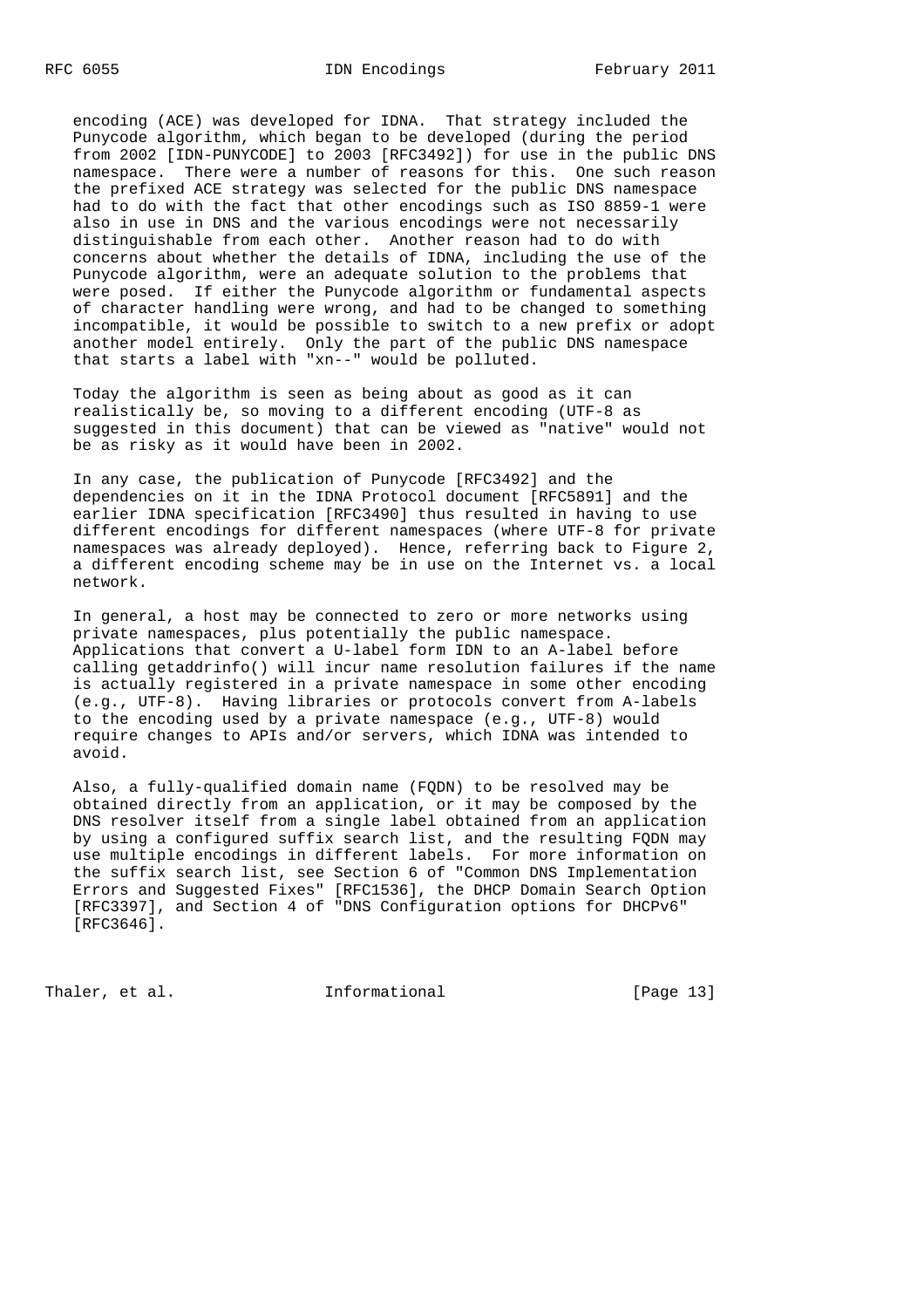encoding (ACE) was developed for IDNA. That strategy included the Punycode algorithm, which began to be developed (during the period from 2002 [IDN-PUNYCODE] to 2003 [RFC3492]) for use in the public DNS namespace. There were a number of reasons for this. One such reason the prefixed ACE strategy was selected for the public DNS namespace had to do with the fact that other encodings such as ISO 8859-1 were also in use in DNS and the various encodings were not necessarily distinguishable from each other. Another reason had to do with concerns about whether the details of IDNA, including the use of the Punycode algorithm, were an adequate solution to the problems that were posed. If either the Punycode algorithm or fundamental aspects of character handling were wrong, and had to be changed to something incompatible, it would be possible to switch to a new prefix or adopt another model entirely. Only the part of the public DNS namespace that starts a label with "xn--" would be polluted.

Today the algorithm is seen as being about as good as it can realistically be, so moving to a different encoding (UTF-8 as suggested in this document) that can be viewed as "native" would not be as risky as it would have been in 2002.

In any case, the publication of Punycode [RFC3492] and the dependencies on it in the IDNA Protocol document [RFC5891] and the earlier IDNA specification [RFC3490] thus resulted in having to use different encodings for different namespaces (where UTF-8 for private namespaces was already deployed). Hence, referring back to Figure 2, a different encoding scheme may be in use on the Internet vs. a local network.

In general, a host may be connected to zero or more networks using private namespaces, plus potentially the public namespace. Applications that convert a U-label form IDN to an A-label before calling getaddrinfo() will incur name resolution failures if the name is actually registered in a private namespace in some other encoding (e.g., UTF-8). Having libraries or protocols convert from A-labels to the encoding used by a private namespace (e.g., UTF-8) would require changes to APIs and/or servers, which IDNA was intended to avoid.

Also, a fully-qualified domain name (FQDN) to be resolved may be obtained directly from an application, or it may be composed by the DNS resolver itself from a single label obtained from an application by using a configured suffix search list, and the resulting FQDN may use multiple encodings in different labels. For more information on the suffix search list, see Section 6 of "Common DNS Implementation Errors and Suggested Fixes" [RFC1536], the DHCP Domain Search Option [RFC3397], and Section 4 of "DNS Configuration options for DHCPv6" [RFC3646].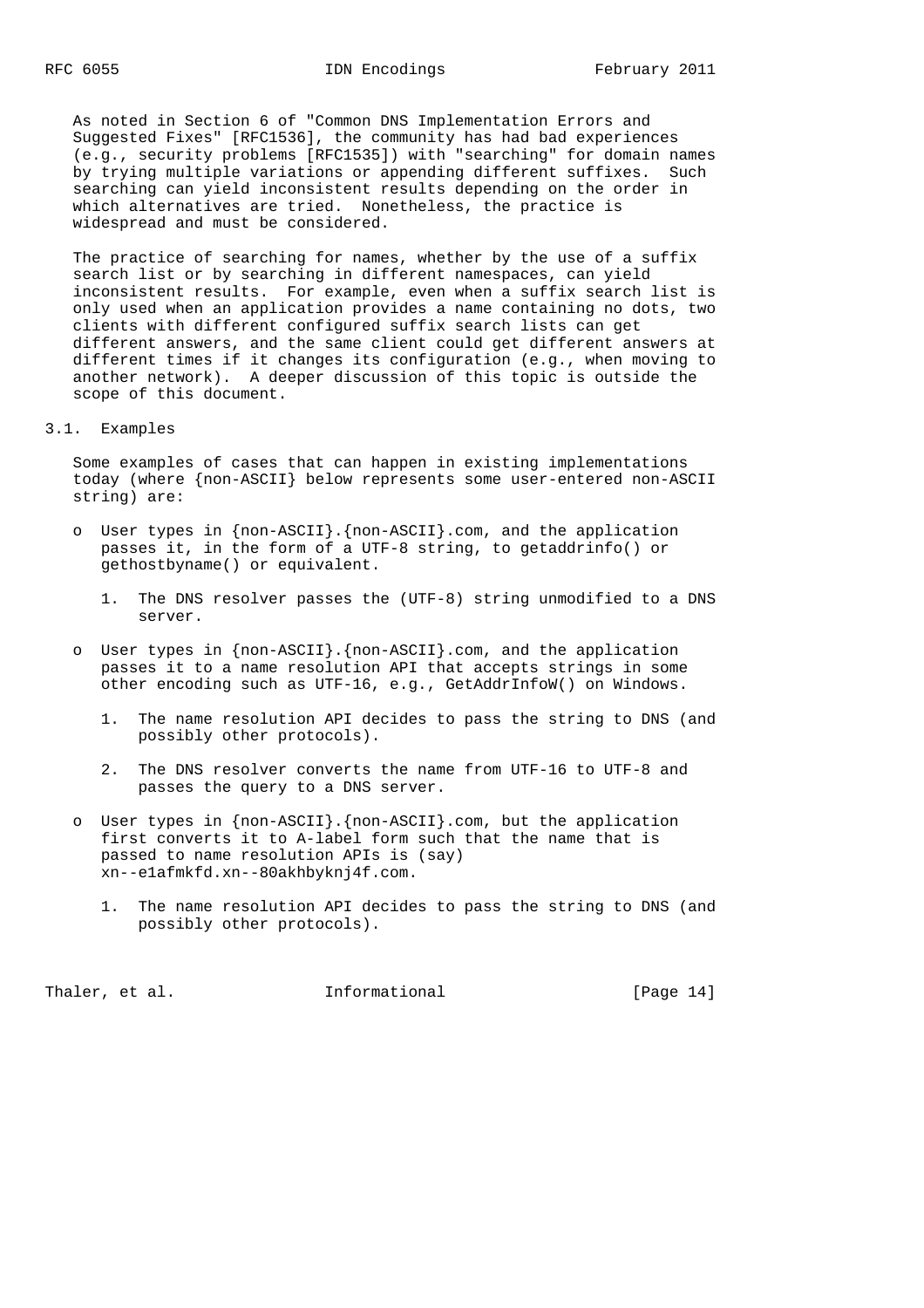As noted in Section 6 of "Common DNS Implementation Errors and Suggested Fixes" [RFC1536], the community has had bad experiences (e.g., security problems [RFC1535]) with "searching" for domain names by trying multiple variations or appending different suffixes. Such searching can yield inconsistent results depending on the order in which alternatives are tried. Nonetheless, the practice is widespread and must be considered.

The practice of searching for names, whether by the use of a suffix search list or by searching in different namespaces, can yield inconsistent results. For example, even when a suffix search list is only used when an application provides a name containing no dots, two clients with different configured suffix search lists can get different answers, and the same client could get different answers at different times if it changes its configuration (e.g., when moving to another network). A deeper discussion of this topic is outside the scope of this document.

## 3.1. Examples

Some examples of cases that can happen in existing implementations today (where {non-ASCII} below represents some user-entered non-ASCII string) are:

- User types in {non-ASCII}.{non-ASCII}.com, and the application passes it, in the form of a UTF-8 string, to getaddrinfo() or gethostbyname() or equivalent.

  1. The DNS resolver passes the (UTF-8) string unmodified to a DNS server.

- User types in {non-ASCII}.{non-ASCII}.com, and the application passes it to a name resolution API that accepts strings in some other encoding such as UTF-16, e.g., GetAddrInfoW() on Windows.

  1. The name resolution API decides to pass the string to DNS (and possibly other protocols).

  2. The DNS resolver converts the name from UTF-16 to UTF-8 and passes the query to a DNS server.

- User types in {non-ASCII}.{non-ASCII}.com, but the application first converts it to A-label form such that the name that is passed to name resolution APIs is (say) xn--e1afmkfd.xn--80akhbyknj4f.com.

  1. The name resolution API decides to pass the string to DNS (and possibly other protocols).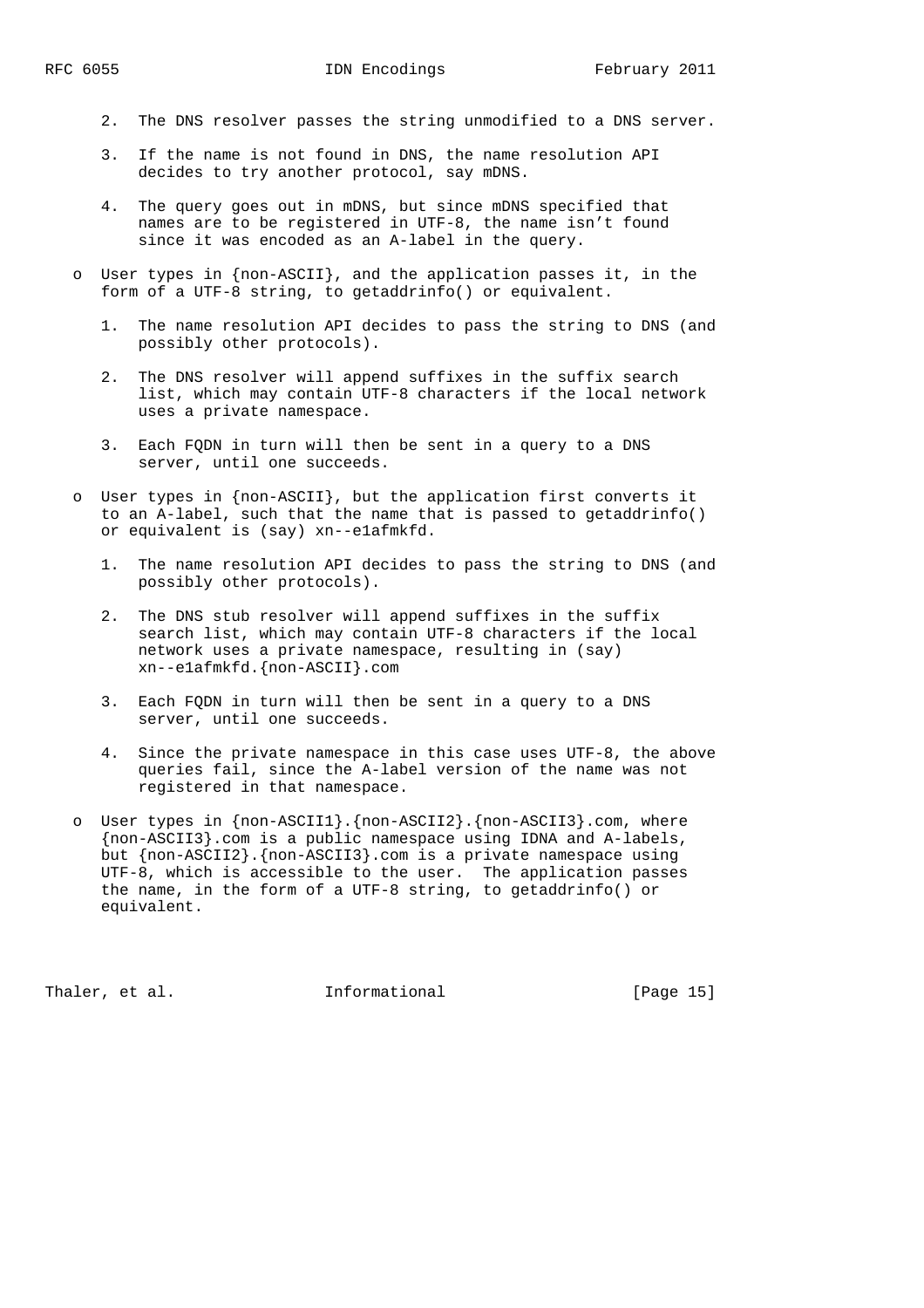2. The DNS resolver passes the string unmodified to a DNS server.

3. If the name is not found in DNS, the name resolution API decides to try another protocol, say mDNS.

4. The query goes out in mDNS, but since mDNS specified that names are to be registered in UTF-8, the name isn't found since it was encoded as an A-label in the query.

- User types in {non-ASCII}, and the application passes it, in the form of a UTF-8 string, to getaddrinfo() or equivalent.

  1. The name resolution API decides to pass the string to DNS (and possibly other protocols).

  2. The DNS resolver will append suffixes in the suffix search list, which may contain UTF-8 characters if the local network uses a private namespace.

  3. Each FQDN in turn will then be sent in a query to a DNS server, until one succeeds.

- User types in {non-ASCII}, but the application first converts it to an A-label, such that the name that is passed to getaddrinfo() or equivalent is (say) xn--e1afmkfd.

  1. The name resolution API decides to pass the string to DNS (and possibly other protocols).

  2. The DNS stub resolver will append suffixes in the suffix search list, which may contain UTF-8 characters if the local network uses a private namespace, resulting in (say) xn--e1afmkfd.{non-ASCII}.com

  3. Each FQDN in turn will then be sent in a query to a DNS server, until one succeeds.

  4. Since the private namespace in this case uses UTF-8, the above queries fail, since the A-label version of the name was not registered in that namespace.

- User types in {non-ASCII1}.{non-ASCII2}.{non-ASCII3}.com, where {non-ASCII3}.com is a public namespace using IDNA and A-labels, but {non-ASCII2}.{non-ASCII3}.com is a private namespace using UTF-8, which is accessible to the user. The application passes the name, in the form of a UTF-8 string, to getaddrinfo() or equivalent.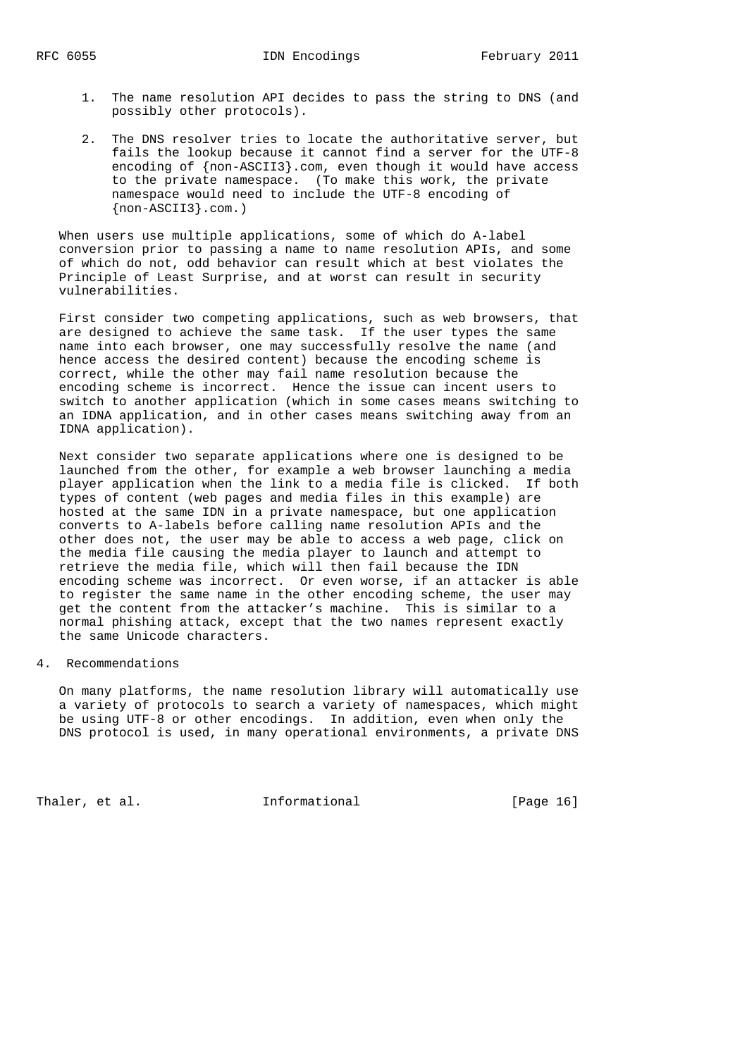1. The name resolution API decides to pass the string to DNS (and possibly other protocols).

2. The DNS resolver tries to locate the authoritative server, but fails the lookup because it cannot find a server for the UTF-8 encoding of {non-ASCII3}.com, even though it would have access to the private namespace. (To make this work, the private namespace would need to include the UTF-8 encoding of {non-ASCII3}.com.)

When users use multiple applications, some of which do A-label conversion prior to passing a name to name resolution APIs, and some of which do not, odd behavior can result which at best violates the Principle of Least Surprise, and at worst can result in security vulnerabilities.

First consider two competing applications, such as web browsers, that are designed to achieve the same task. If the user types the same name into each browser, one may successfully resolve the name (and hence access the desired content) because the encoding scheme is correct, while the other may fail name resolution because the encoding scheme is incorrect. Hence the issue can incent users to switch to another application (which in some cases means switching to an IDNA application, and in other cases means switching away from an IDNA application).

Next consider two separate applications where one is designed to be launched from the other, for example a web browser launching a media player application when the link to a media file is clicked. If both types of content (web pages and media files in this example) are hosted at the same IDN in a private namespace, but one application converts to A-labels before calling name resolution APIs and the other does not, the user may be able to access a web page, click on the media file causing the media player to launch and attempt to retrieve the media file, which will then fail because the IDN encoding scheme was incorrect. Or even worse, if an attacker is able to register the same name in the other encoding scheme, the user may get the content from the attacker's machine. This is similar to a normal phishing attack, except that the two names represent exactly the same Unicode characters.

## 4. Recommendations

On many platforms, the name resolution library will automatically use a variety of protocols to search a variety of namespaces, which might be using UTF-8 or other encodings. In addition, even when only the DNS protocol is used, in many operational environments, a private DNS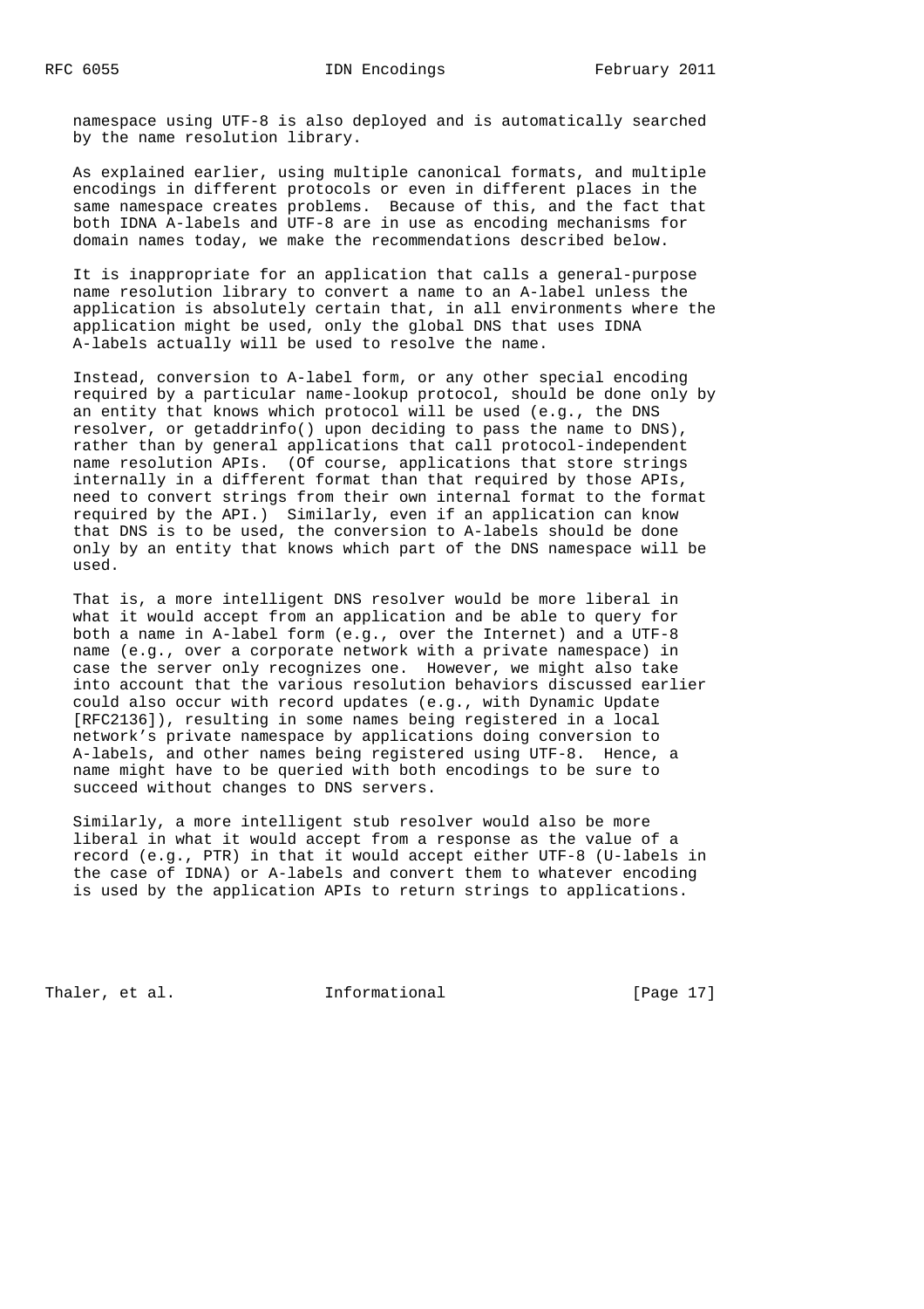namespace using UTF-8 is also deployed and is automatically searched by the name resolution library.

As explained earlier, using multiple canonical formats, and multiple encodings in different protocols or even in different places in the same namespace creates problems. Because of this, and the fact that both IDNA A-labels and UTF-8 are in use as encoding mechanisms for domain names today, we make the recommendations described below.

It is inappropriate for an application that calls a general-purpose name resolution library to convert a name to an A-label unless the application is absolutely certain that, in all environments where the application might be used, only the global DNS that uses IDNA A-labels actually will be used to resolve the name.

Instead, conversion to A-label form, or any other special encoding required by a particular name-lookup protocol, should be done only by an entity that knows which protocol will be used (e.g., the DNS resolver, or getaddrinfo() upon deciding to pass the name to DNS), rather than by general applications that call protocol-independent name resolution APIs. (Of course, applications that store strings internally in a different format than that required by those APIs, need to convert strings from their own internal format to the format required by the API.) Similarly, even if an application can know that DNS is to be used, the conversion to A-labels should be done only by an entity that knows which part of the DNS namespace will be used.

That is, a more intelligent DNS resolver would be more liberal in what it would accept from an application and be able to query for both a name in A-label form (e.g., over the Internet) and a UTF-8 name (e.g., over a corporate network with a private namespace) in case the server only recognizes one. However, we might also take into account that the various resolution behaviors discussed earlier could also occur with record updates (e.g., with Dynamic Update [RFC2136]), resulting in some names being registered in a local network's private namespace by applications doing conversion to A-labels, and other names being registered using UTF-8. Hence, a name might have to be queried with both encodings to be sure to succeed without changes to DNS servers.

Similarly, a more intelligent stub resolver would also be more liberal in what it would accept from a response as the value of a record (e.g., PTR) in that it would accept either UTF-8 (U-labels in the case of IDNA) or A-labels and convert them to whatever encoding is used by the application APIs to return strings to applications.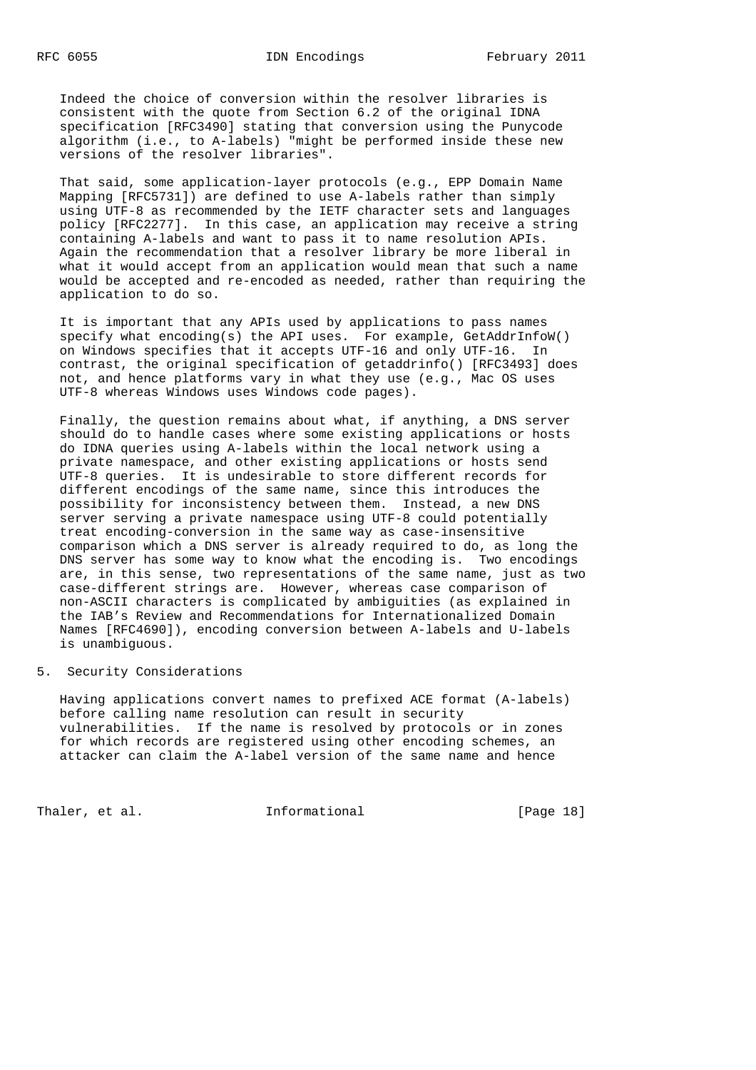Indeed the choice of conversion within the resolver libraries is consistent with the quote from Section 6.2 of the original IDNA specification [RFC3490] stating that conversion using the Punycode algorithm (i.e., to A-labels) "might be performed inside these new versions of the resolver libraries".

That said, some application-layer protocols (e.g., EPP Domain Name Mapping [RFC5731]) are defined to use A-labels rather than simply using UTF-8 as recommended by the IETF character sets and languages policy [RFC2277]. In this case, an application may receive a string containing A-labels and want to pass it to name resolution APIs. Again the recommendation that a resolver library be more liberal in what it would accept from an application would mean that such a name would be accepted and re-encoded as needed, rather than requiring the application to do so.

It is important that any APIs used by applications to pass names specify what encoding(s) the API uses. For example, GetAddrInfoW() on Windows specifies that it accepts UTF-16 and only UTF-16. In contrast, the original specification of getaddrinfo() [RFC3493] does not, and hence platforms vary in what they use (e.g., Mac OS uses UTF-8 whereas Windows uses Windows code pages).

Finally, the question remains about what, if anything, a DNS server should do to handle cases where some existing applications or hosts do IDNA queries using A-labels within the local network using a private namespace, and other existing applications or hosts send UTF-8 queries. It is undesirable to store different records for different encodings of the same name, since this introduces the possibility for inconsistency between them. Instead, a new DNS server serving a private namespace using UTF-8 could potentially treat encoding-conversion in the same way as case-insensitive comparison which a DNS server is already required to do, as long the DNS server has some way to know what the encoding is. Two encodings are, in this sense, two representations of the same name, just as two case-different strings are. However, whereas case comparison of non-ASCII characters is complicated by ambiguities (as explained in the IAB's Review and Recommendations for Internationalized Domain Names [RFC4690]), encoding conversion between A-labels and U-labels is unambiguous.

## 5. Security Considerations

Having applications convert names to prefixed ACE format (A-labels) before calling name resolution can result in security vulnerabilities. If the name is resolved by protocols or in zones for which records are registered using other encoding schemes, an attacker can claim the A-label version of the same name and hence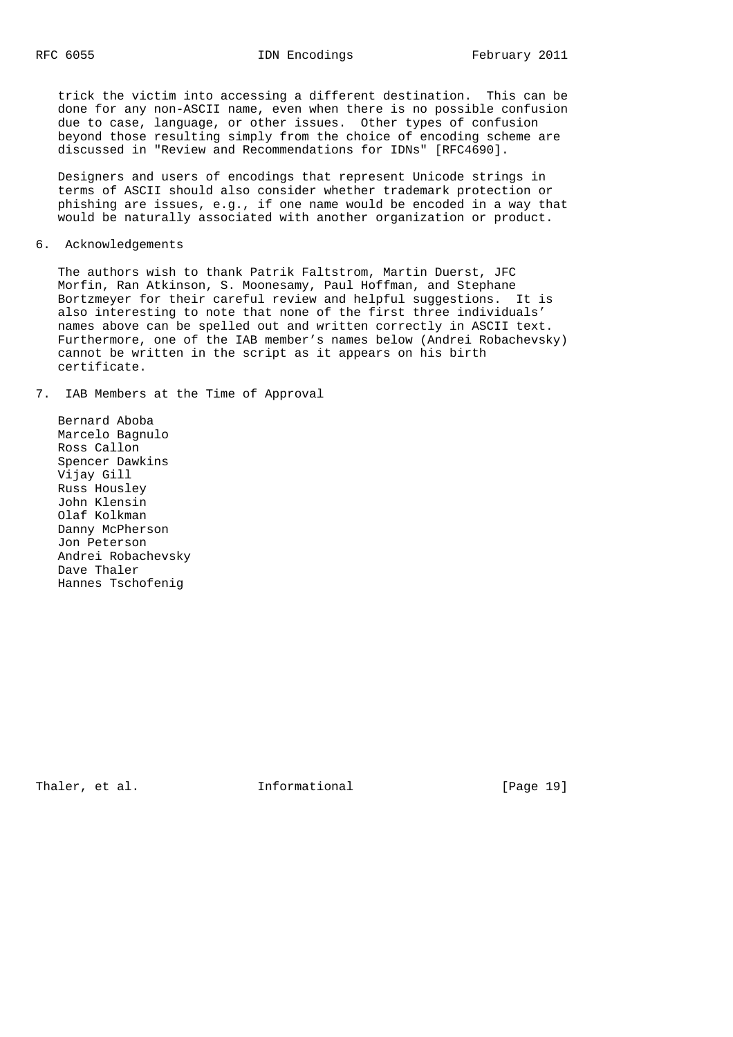trick the victim into accessing a different destination. This can be done for any non-ASCII name, even when there is no possible confusion due to case, language, or other issues. Other types of confusion beyond those resulting simply from the choice of encoding scheme are discussed in "Review and Recommendations for IDNs" [RFC4690].

Designers and users of encodings that represent Unicode strings in terms of ASCII should also consider whether trademark protection or phishing are issues, e.g., if one name would be encoded in a way that would be naturally associated with another organization or product.

## 6. Acknowledgements

The authors wish to thank Patrik Faltstrom, Martin Duerst, JFC Morfin, Ran Atkinson, S. Moonesamy, Paul Hoffman, and Stephane Bortzmeyer for their careful review and helpful suggestions. It is also interesting to note that none of the first three individuals' names above can be spelled out and written correctly in ASCII text. Furthermore, one of the IAB member's names below (Andrei Robachevsky) cannot be written in the script as it appears on his birth certificate.

## 7. IAB Members at the Time of Approval

Bernard Aboba
Marcelo Bagnulo
Ross Callon
Spencer Dawkins
Vijay Gill
Russ Housley
John Klensin
Olaf Kolkman
Danny McPherson
Jon Peterson
Andrei Robachevsky
Dave Thaler
Hannes Tschofenig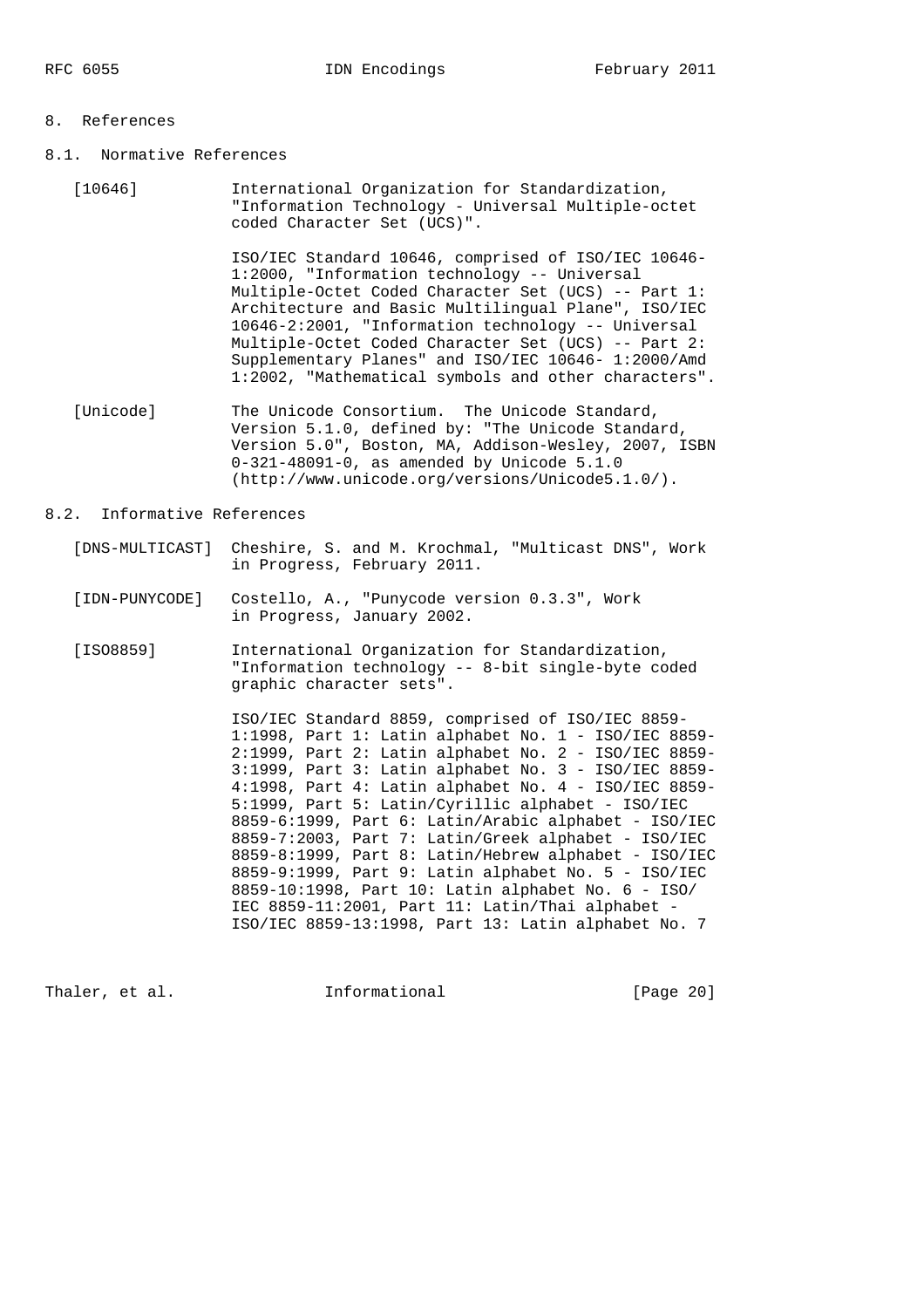## 8. References

### 8.1. Normative References

[10646] International Organization for Standardization, "Information Technology - Universal Multiple-octet coded Character Set (UCS)".

ISO/IEC Standard 10646, comprised of ISO/IEC 10646-1:2000, "Information technology -- Universal Multiple-Octet Coded Character Set (UCS) -- Part 1: Architecture and Basic Multilingual Plane", ISO/IEC 10646-2:2001, "Information technology -- Universal Multiple-Octet Coded Character Set (UCS) -- Part 2: Supplementary Planes" and ISO/IEC 10646- 1:2000/Amd 1:2002, "Mathematical symbols and other characters".

[Unicode] The Unicode Consortium. The Unicode Standard, Version 5.1.0, defined by: "The Unicode Standard, Version 5.0", Boston, MA, Addison-Wesley, 2007, ISBN 0-321-48091-0, as amended by Unicode 5.1.0 (http://www.unicode.org/versions/Unicode5.1.0/).

### 8.2. Informative References

[DNS-MULTICAST] Cheshire, S. and M. Krochmal, "Multicast DNS", Work in Progress, February 2011.

[IDN-PUNYCODE] Costello, A., "Punycode version 0.3.3", Work in Progress, January 2002.

[ISO8859] International Organization for Standardization, "Information technology -- 8-bit single-byte coded graphic character sets".

ISO/IEC Standard 8859, comprised of ISO/IEC 8859-1:1998, Part 1: Latin alphabet No. 1 - ISO/IEC 8859-2:1999, Part 2: Latin alphabet No. 2 - ISO/IEC 8859-3:1999, Part 3: Latin alphabet No. 3 - ISO/IEC 8859-4:1998, Part 4: Latin alphabet No. 4 - ISO/IEC 8859-5:1999, Part 5: Latin/Cyrillic alphabet - ISO/IEC 8859-6:1999, Part 6: Latin/Arabic alphabet - ISO/IEC 8859-7:2003, Part 7: Latin/Greek alphabet - ISO/IEC 8859-8:1999, Part 8: Latin/Hebrew alphabet - ISO/IEC 8859-9:1999, Part 9: Latin alphabet No. 5 - ISO/IEC 8859-10:1998, Part 10: Latin alphabet No. 6 - ISO/ IEC 8859-11:2001, Part 11: Latin/Thai alphabet - ISO/IEC 8859-13:1998, Part 13: Latin alphabet No. 7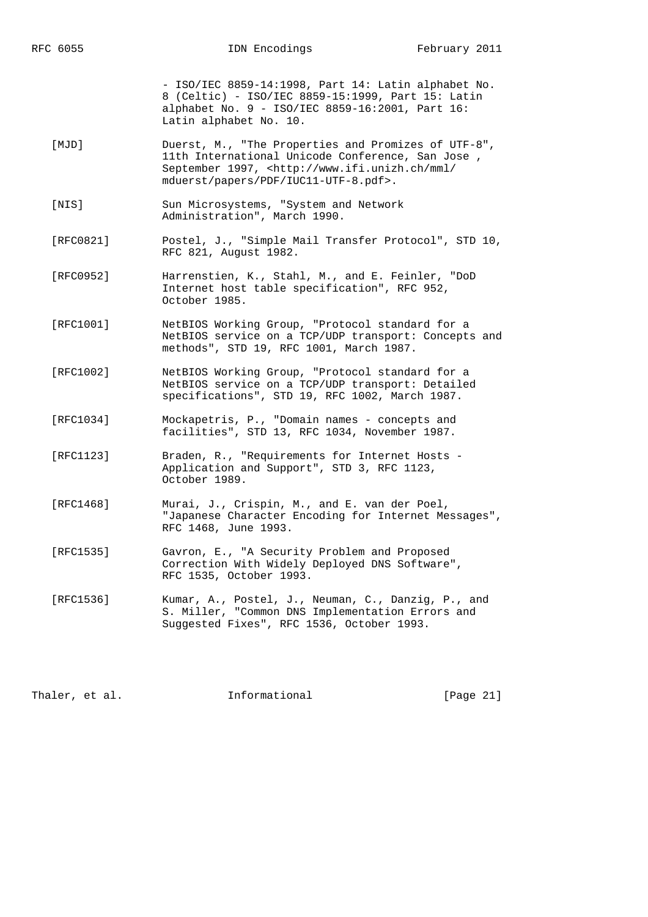- ISO/IEC 8859-14:1998, Part 14: Latin alphabet No. 8 (Celtic) - ISO/IEC 8859-15:1999, Part 15: Latin alphabet No. 9 - ISO/IEC 8859-16:2001, Part 16: Latin alphabet No. 10.

[MJD] Duerst, M., "The Properties and Promizes of UTF-8", 11th International Unicode Conference, San Jose , September 1997, <http://www.ifi.unizh.ch/mml/mduerst/papers/PDF/IUC11-UTF-8.pdf>.

[NIS] Sun Microsystems, "System and Network Administration", March 1990.

[RFC0821] Postel, J., "Simple Mail Transfer Protocol", STD 10, RFC 821, August 1982.

[RFC0952] Harrenstien, K., Stahl, M., and E. Feinler, "DoD Internet host table specification", RFC 952, October 1985.

[RFC1001] NetBIOS Working Group, "Protocol standard for a NetBIOS service on a TCP/UDP transport: Concepts and methods", STD 19, RFC 1001, March 1987.

[RFC1002] NetBIOS Working Group, "Protocol standard for a NetBIOS service on a TCP/UDP transport: Detailed specifications", STD 19, RFC 1002, March 1987.

[RFC1034] Mockapetris, P., "Domain names - concepts and facilities", STD 13, RFC 1034, November 1987.

[RFC1123] Braden, R., "Requirements for Internet Hosts - Application and Support", STD 3, RFC 1123, October 1989.

[RFC1468] Murai, J., Crispin, M., and E. van der Poel, "Japanese Character Encoding for Internet Messages", RFC 1468, June 1993.

[RFC1535] Gavron, E., "A Security Problem and Proposed Correction With Widely Deployed DNS Software", RFC 1535, October 1993.

[RFC1536] Kumar, A., Postel, J., Neuman, C., Danzig, P., and S. Miller, "Common DNS Implementation Errors and Suggested Fixes", RFC 1536, October 1993.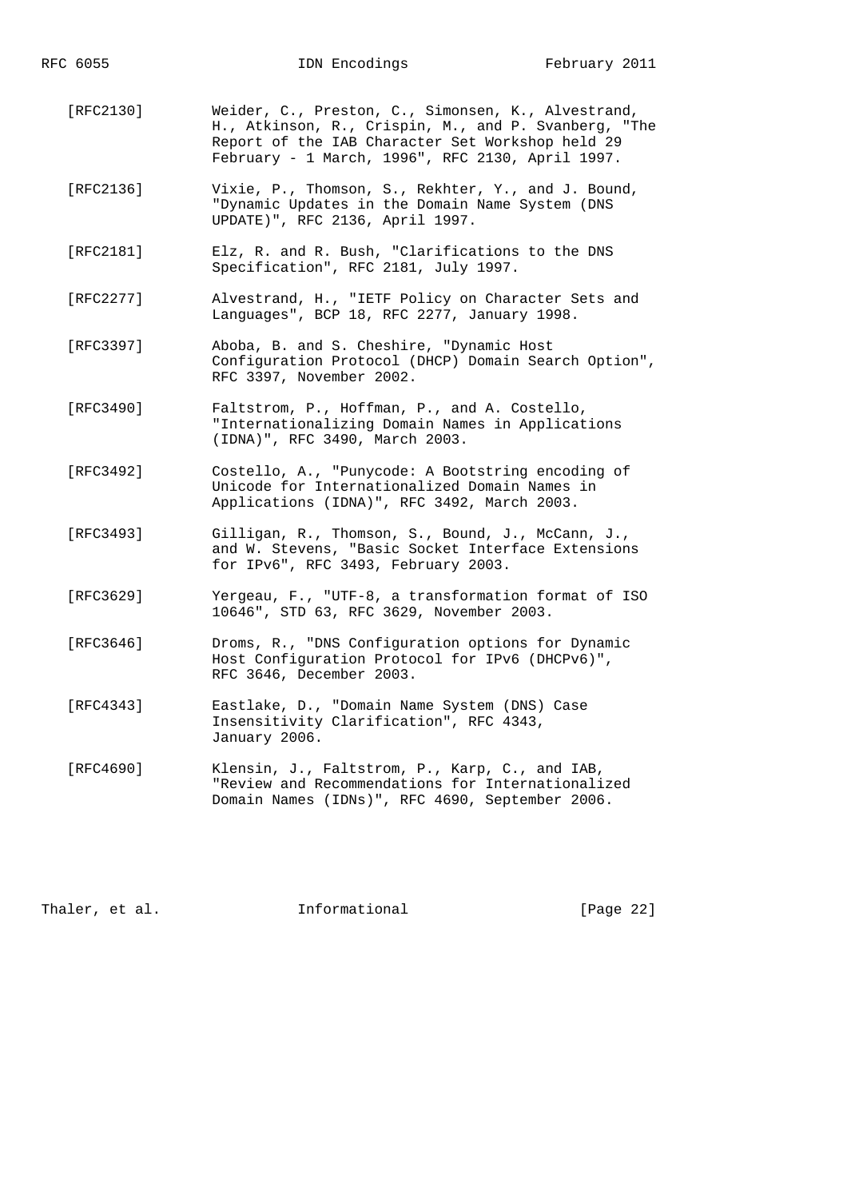[RFC2130] Weider, C., Preston, C., Simonsen, K., Alvestrand, H., Atkinson, R., Crispin, M., and P. Svanberg, "The Report of the IAB Character Set Workshop held 29 February - 1 March, 1996", RFC 2130, April 1997.

[RFC2136] Vixie, P., Thomson, S., Rekhter, Y., and J. Bound, "Dynamic Updates in the Domain Name System (DNS UPDATE)", RFC 2136, April 1997.

[RFC2181] Elz, R. and R. Bush, "Clarifications to the DNS Specification", RFC 2181, July 1997.

[RFC2277] Alvestrand, H., "IETF Policy on Character Sets and Languages", BCP 18, RFC 2277, January 1998.

[RFC3397] Aboba, B. and S. Cheshire, "Dynamic Host Configuration Protocol (DHCP) Domain Search Option", RFC 3397, November 2002.

[RFC3490] Faltstrom, P., Hoffman, P., and A. Costello, "Internationalizing Domain Names in Applications (IDNA)", RFC 3490, March 2003.

[RFC3492] Costello, A., "Punycode: A Bootstring encoding of Unicode for Internationalized Domain Names in Applications (IDNA)", RFC 3492, March 2003.

[RFC3493] Gilligan, R., Thomson, S., Bound, J., McCann, J., and W. Stevens, "Basic Socket Interface Extensions for IPv6", RFC 3493, February 2003.

[RFC3629] Yergeau, F., "UTF-8, a transformation format of ISO 10646", STD 63, RFC 3629, November 2003.

[RFC3646] Droms, R., "DNS Configuration options for Dynamic Host Configuration Protocol for IPv6 (DHCPv6)", RFC 3646, December 2003.

[RFC4343] Eastlake, D., "Domain Name System (DNS) Case Insensitivity Clarification", RFC 4343, January 2006.

[RFC4690] Klensin, J., Faltstrom, P., Karp, C., and IAB, "Review and Recommendations for Internationalized Domain Names (IDNs)", RFC 4690, September 2006.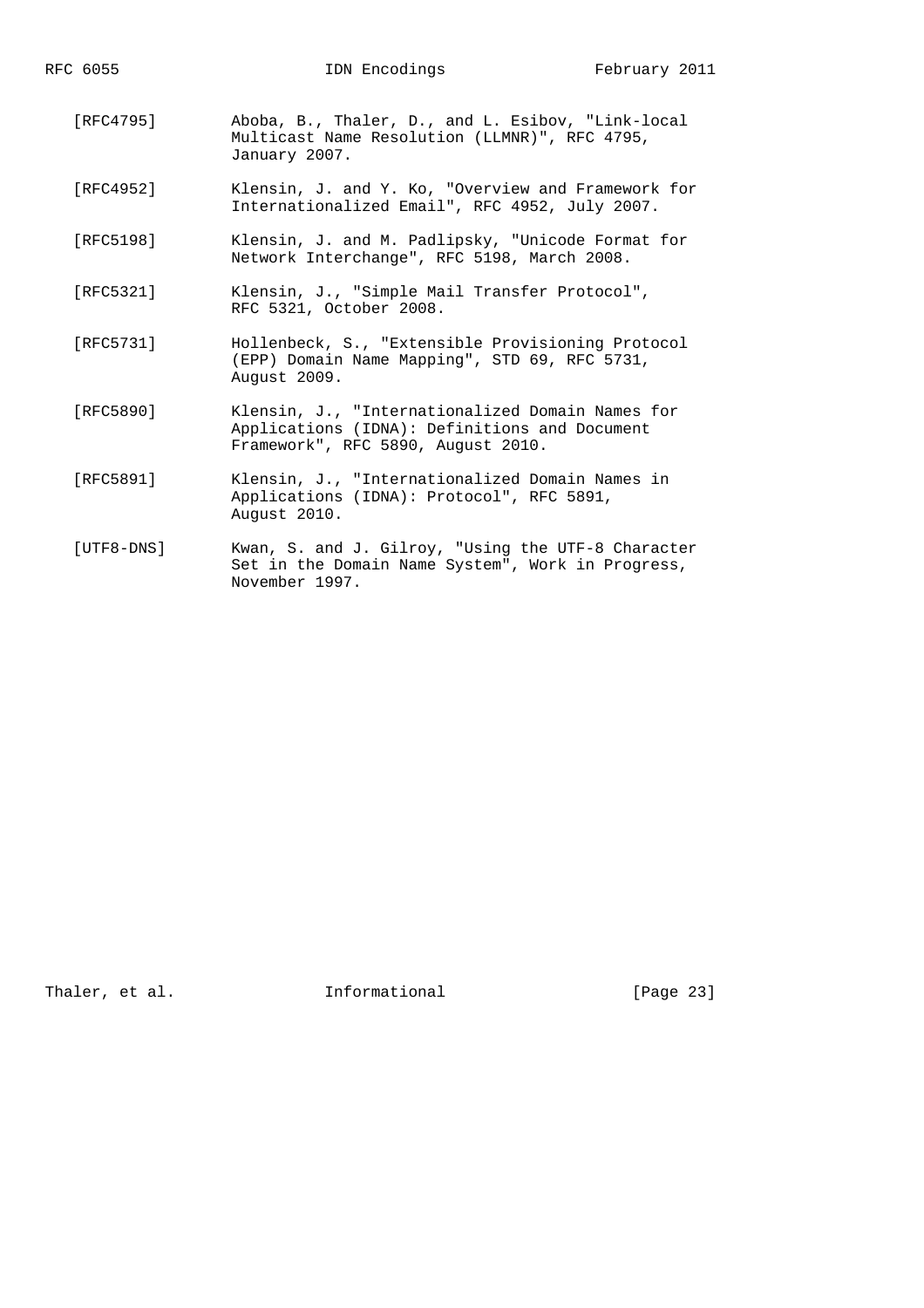[RFC4795] Aboba, B., Thaler, D., and L. Esibov, "Link-local Multicast Name Resolution (LLMNR)", RFC 4795, January 2007.

[RFC4952] Klensin, J. and Y. Ko, "Overview and Framework for Internationalized Email", RFC 4952, July 2007.

[RFC5198] Klensin, J. and M. Padlipsky, "Unicode Format for Network Interchange", RFC 5198, March 2008.

[RFC5321] Klensin, J., "Simple Mail Transfer Protocol", RFC 5321, October 2008.

[RFC5731] Hollenbeck, S., "Extensible Provisioning Protocol (EPP) Domain Name Mapping", STD 69, RFC 5731, August 2009.

[RFC5890] Klensin, J., "Internationalized Domain Names for Applications (IDNA): Definitions and Document Framework", RFC 5890, August 2010.

[RFC5891] Klensin, J., "Internationalized Domain Names in Applications (IDNA): Protocol", RFC 5891, August 2010.

[UTF8-DNS] Kwan, S. and J. Gilroy, "Using the UTF-8 Character Set in the Domain Name System", Work in Progress, November 1997.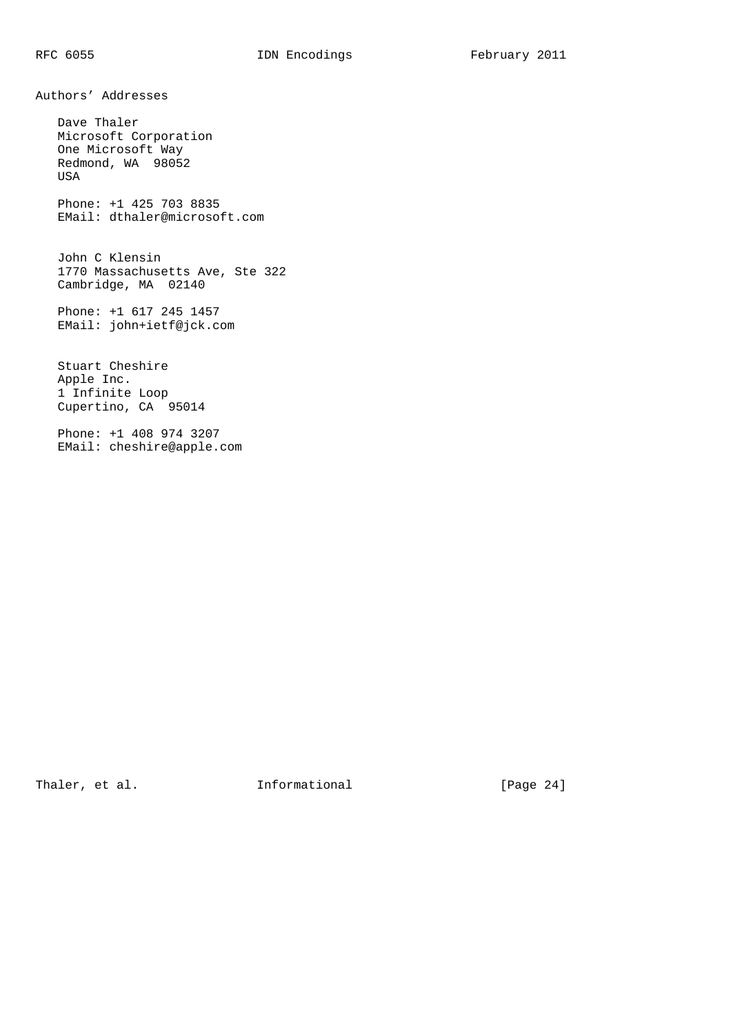## Authors' Addresses

Dave Thaler
Microsoft Corporation
One Microsoft Way
Redmond, WA 98052
USA

Phone: +1 425 703 8835
EMail: dthaler@microsoft.com

John C Klensin
1770 Massachusetts Ave, Ste 322
Cambridge, MA 02140

Phone: +1 617 245 1457
EMail: john+ietf@jck.com

Stuart Cheshire
Apple Inc.
1 Infinite Loop
Cupertino, CA 95014

Phone: +1 408 974 3207
EMail: cheshire@apple.com